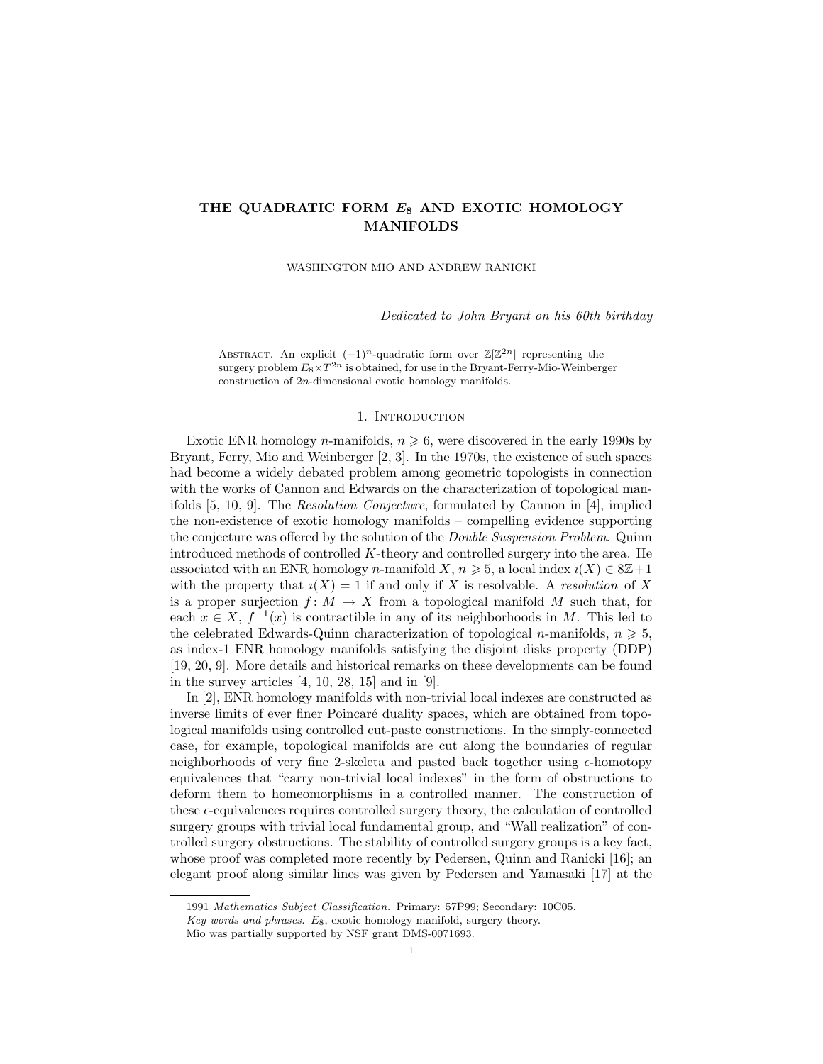# THE QUADRATIC FORM $E_8$ AND EXOTIC HOMOLOGY MANIFOLDS

WASHINGTON MIO AND ANDREW RANICKI

*Dedicated to John Bryant on his 60th birthday*

Abstract. An explicit $(-1)^n$-quadratic form over $\mathbb{Z}[\mathbb{Z}^{2n}]$ representing the surgery problem $E_8 \times T^{2n}$ is obtained, for use in the Bryant-Ferry-Mio-Weinberger construction of $2n$-dimensional exotic homology manifolds.

## 1. Introduction

Exotic ENR homology $n$-manifolds, $n \geqslant 6$, were discovered in the early 1990s by Bryant, Ferry, Mio and Weinberger [2, 3]. In the 1970s, the existence of such spaces had become a widely debated problem among geometric topologists in connection with the works of Cannon and Edwards on the characterization of topological manifolds [5, 10, 9]. The *Resolution Conjecture*, formulated by Cannon in [4], implied the non-existence of exotic homology manifolds – compelling evidence supporting the conjecture was offered by the solution of the *Double Suspension Problem*. Quinn introduced methods of controlled $K$-theory and controlled surgery into the area. He associated with an ENR homology $n$-manifold $X$, $n \geqslant 5$, a local index $\imath(X) \in 8\mathbb{Z}+1$ with the property that $\imath(X) = 1$ if and only if $X$ is resolvable. A *resolution* of $X$ is a proper surjection $f: M \to X$ from a topological manifold $M$ such that, for each $x \in X$, $f^{-1}(x)$ is contractible in any of its neighborhoods in $M$. This led to the celebrated Edwards-Quinn characterization of topological $n$-manifolds, $n \geqslant 5$, as index-1 ENR homology manifolds satisfying the disjoint disks property (DDP) [19, 20, 9]. More details and historical remarks on these developments can be found in the survey articles [4, 10, 28, 15] and in [9].

In [2], ENR homology manifolds with non-trivial local indexes are constructed as inverse limits of ever finer Poincaré duality spaces, which are obtained from topological manifolds using controlled cut-paste constructions. In the simply-connected case, for example, topological manifolds are cut along the boundaries of regular neighborhoods of very fine 2-skeleta and pasted back together using $\epsilon$-homotopy equivalences that "carry non-trivial local indexes" in the form of obstructions to deform them to homeomorphisms in a controlled manner. The construction of these $\epsilon$-equivalences requires controlled surgery theory, the calculation of controlled surgery groups with trivial local fundamental group, and "Wall realization" of controlled surgery obstructions. The stability of controlled surgery groups is a key fact, whose proof was completed more recently by Pedersen, Quinn and Ranicki [16]; an elegant proof along similar lines was given by Pedersen and Yamasaki [17] at the

1991 *Mathematics Subject Classification.* Primary: 57P99; Secondary: 10C05.

*Key words and phrases.* $E_8$, exotic homology manifold, surgery theory.

Mio was partially supported by NSF grant DMS-0071693.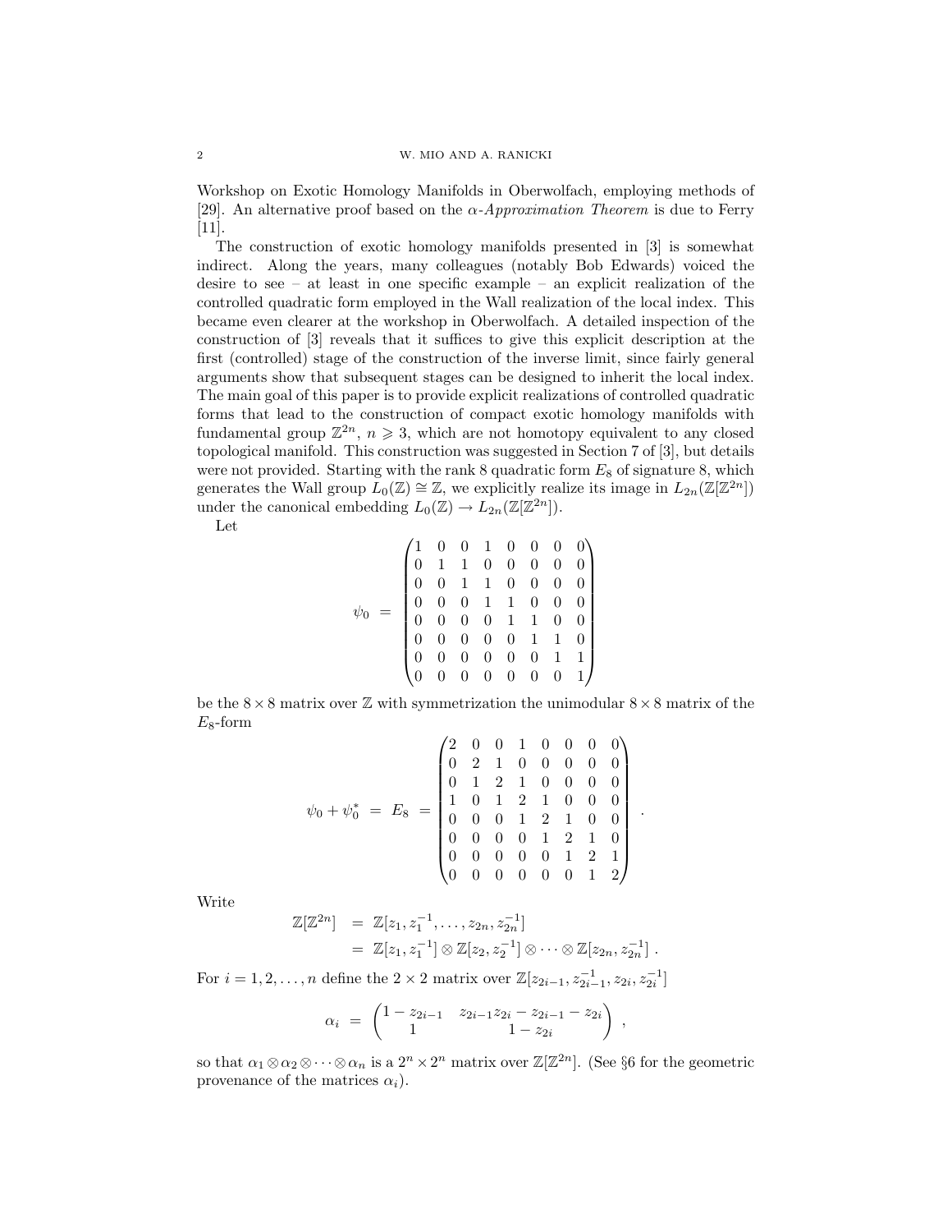Workshop on Exotic Homology Manifolds in Oberwolfach, employing methods of [29]. An alternative proof based on the *α-Approximation Theorem* is due to Ferry [11].

The construction of exotic homology manifolds presented in [3] is somewhat indirect. Along the years, many colleagues (notably Bob Edwards) voiced the desire to see – at least in one specific example – an explicit realization of the controlled quadratic form employed in the Wall realization of the local index. This became even clearer at the workshop in Oberwolfach. A detailed inspection of the construction of [3] reveals that it suffices to give this explicit description at the first (controlled) stage of the construction of the inverse limit, since fairly general arguments show that subsequent stages can be designed to inherit the local index. The main goal of this paper is to provide explicit realizations of controlled quadratic forms that lead to the construction of compact exotic homology manifolds with fundamental group $\mathbb{Z}^{2n}$, $n \geqslant 3$, which are not homotopy equivalent to any closed topological manifold. This construction was suggested in Section 7 of [3], but details were not provided. Starting with the rank 8 quadratic form $E_8$ of signature 8, which generates the Wall group $L_0(\mathbb{Z}) \cong \mathbb{Z}$, we explicitly realize its image in $L_{2n}(\mathbb{Z}[\mathbb{Z}^{2n}])$ under the canonical embedding $L_0(\mathbb{Z}) \to L_{2n}(\mathbb{Z}[\mathbb{Z}^{2n}])$.

Let

$$\psi_0 \;=\; \begin{pmatrix} 1 & 0 & 0 & 1 & 0 & 0 & 0 & 0 \\ 0 & 1 & 1 & 0 & 0 & 0 & 0 & 0 \\ 0 & 0 & 1 & 1 & 0 & 0 & 0 & 0 \\ 0 & 0 & 0 & 1 & 1 & 0 & 0 & 0 \\ 0 & 0 & 0 & 0 & 1 & 1 & 0 & 0 \\ 0 & 0 & 0 & 0 & 0 & 1 & 1 & 0 \\ 0 & 0 & 0 & 0 & 0 & 0 & 1 & 1 \\ 0 & 0 & 0 & 0 & 0 & 0 & 0 & 1 \end{pmatrix}$$

be the $8 \times 8$ matrix over $\mathbb{Z}$ with symmetrization the unimodular $8 \times 8$ matrix of the $E_8$-form

$$\psi_0 + \psi_0^* \;=\; E_8 \;=\; \begin{pmatrix} 2 & 0 & 0 & 1 & 0 & 0 & 0 & 0 \\ 0 & 2 & 1 & 0 & 0 & 0 & 0 & 0 \\ 0 & 1 & 2 & 1 & 0 & 0 & 0 & 0 \\ 1 & 0 & 1 & 2 & 1 & 0 & 0 & 0 \\ 0 & 0 & 0 & 1 & 2 & 1 & 0 & 0 \\ 0 & 0 & 0 & 0 & 1 & 2 & 1 & 0 \\ 0 & 0 & 0 & 0 & 0 & 1 & 2 & 1 \\ 0 & 0 & 0 & 0 & 0 & 0 & 1 & 2 \end{pmatrix} .$$

Write

$$\begin{aligned} \mathbb{Z}[\mathbb{Z}^{2n}] \;&=\; \mathbb{Z}[z_1, z_1^{-1}, \ldots, z_{2n}, z_{2n}^{-1}] \\ &=\; \mathbb{Z}[z_1, z_1^{-1}] \otimes \mathbb{Z}[z_2, z_2^{-1}] \otimes \cdots \otimes \mathbb{Z}[z_{2n}, z_{2n}^{-1}] \; . \end{aligned}$$

For $i = 1, 2, \ldots, n$ define the $2 \times 2$ matrix over $\mathbb{Z}[z_{2i-1}, z_{2i-1}^{-1}, z_{2i}, z_{2i}^{-1}]$

$$\alpha_i \;=\; \begin{pmatrix} 1 - z_{2i-1} & z_{2i-1}z_{2i} - z_{2i-1} - z_{2i} \\ 1 & 1 - z_{2i} \end{pmatrix} \; ,$$

so that $\alpha_1 \otimes \alpha_2 \otimes \cdots \otimes \alpha_n$ is a $2^n \times 2^n$ matrix over $\mathbb{Z}[\mathbb{Z}^{2n}]$. (See §6 for the geometric provenance of the matrices $\alpha_i$).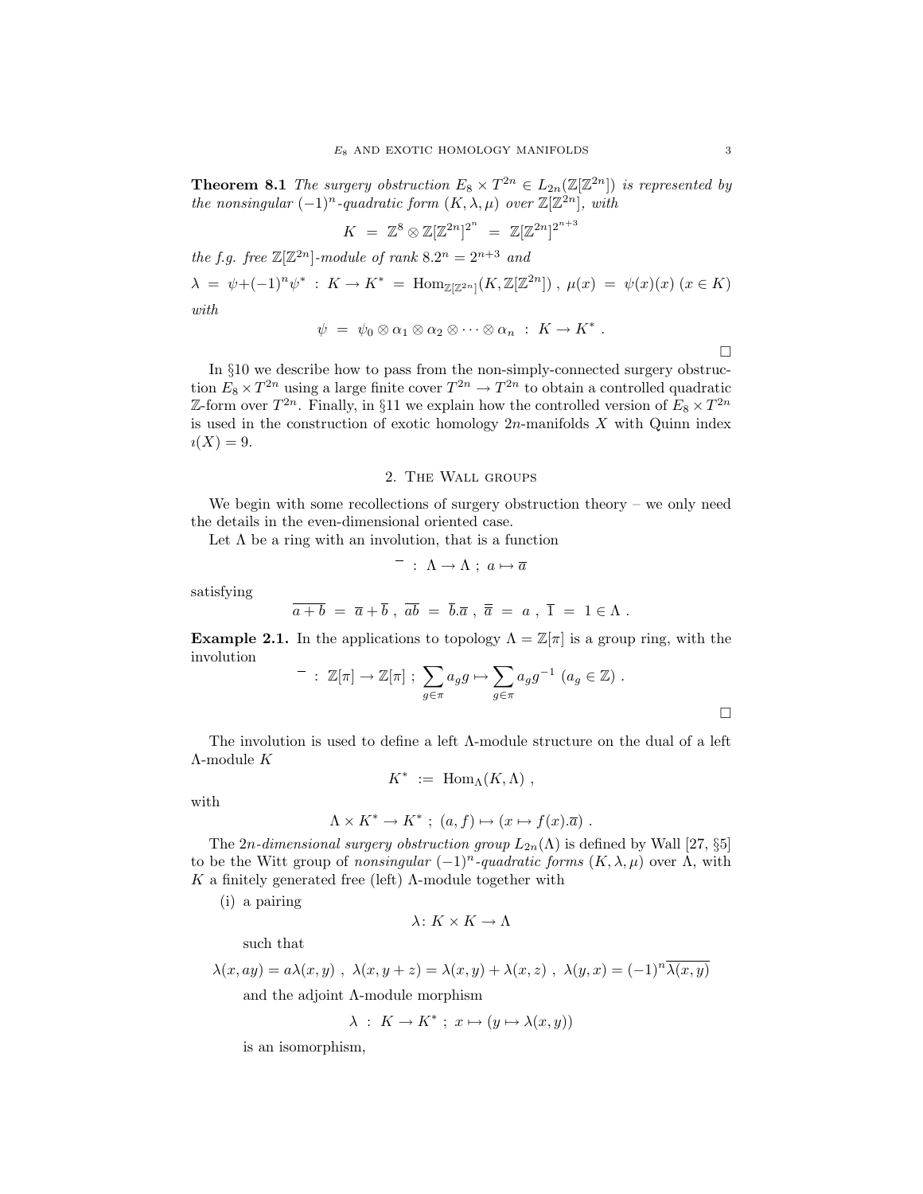**Theorem 8.1** *The surgery obstruction $E_8 \times T^{2n} \in L_{2n}(\mathbb{Z}[\mathbb{Z}^{2n}])$ is represented by the nonsingular $(-1)^n$-quadratic form $(K, \lambda, \mu)$ over $\mathbb{Z}[\mathbb{Z}^{2n}]$, with*

$$K \;=\; \mathbb{Z}^8 \otimes \mathbb{Z}[\mathbb{Z}^{2n}]^{2^n} \;=\; \mathbb{Z}[\mathbb{Z}^{2n}]^{2^{n+3}}$$

*the f.g. free $\mathbb{Z}[\mathbb{Z}^{2n}]$-module of rank $8.2^n = 2^{n+3}$ and*

$$\lambda \;=\; \psi + (-1)^n \psi^* \;:\; K \to K^* \;=\; \mathrm{Hom}_{\mathbb{Z}[\mathbb{Z}^{2n}]}(K, \mathbb{Z}[\mathbb{Z}^{2n}]) \;,\; \mu(x) \;=\; \psi(x)(x) \;(x \in K)$$

*with*

$$\psi \;=\; \psi_0 \otimes \alpha_1 \otimes \alpha_2 \otimes \cdots \otimes \alpha_n \;:\; K \to K^* \;.$$

□

In §10 we describe how to pass from the non-simply-connected surgery obstruction $E_8 \times T^{2n}$ using a large finite cover $T^{2n} \to T^{2n}$ to obtain a controlled quadratic $\mathbb{Z}$-form over $T^{2n}$. Finally, in §11 we explain how the controlled version of $E_8 \times T^{2n}$ is used in the construction of exotic homology $2n$-manifolds $X$ with Quinn index $\imath(X) = 9$.

## 2. The Wall groups

We begin with some recollections of surgery obstruction theory – we only need the details in the even-dimensional oriented case.

Let $\Lambda$ be a ring with an involution, that is a function

$$\bar{\ } \;:\; \Lambda \to \Lambda \;;\; a \mapsto \overline{a}$$

satisfying

$$\overline{a+b} \;=\; \overline{a} + \overline{b} \;,\; \overline{ab} \;=\; \overline{b}.\overline{a} \;,\; \overline{\overline{a}} \;=\; a \;,\; \overline{1} \;=\; 1 \in \Lambda \;.$$

**Example 2.1.** In the applications to topology $\Lambda = \mathbb{Z}[\pi]$ is a group ring, with the involution

$$\bar{\ } \;:\; \mathbb{Z}[\pi] \to \mathbb{Z}[\pi] \;;\; \sum_{g \in \pi} a_g g \mapsto \sum_{g \in \pi} a_g g^{-1} \;(a_g \in \mathbb{Z}) \;.$$

□

The involution is used to define a left $\Lambda$-module structure on the dual of a left $\Lambda$-module $K$

$$K^* \;:=\; \mathrm{Hom}_\Lambda(K, \Lambda) \;,$$

with

$$\Lambda \times K^* \to K^* \;;\; (a, f) \mapsto (x \mapsto f(x).\overline{a}) \;.$$

The *$2n$-dimensional surgery obstruction group* $L_{2n}(\Lambda)$ is defined by Wall [27, §5] to be the Witt group of *nonsingular $(-1)^n$-quadratic forms* $(K, \lambda, \mu)$ over $\Lambda$, with $K$ a finitely generated free (left) $\Lambda$-module together with

(i) a pairing

$$\lambda \colon K \times K \to \Lambda$$

such that

$$\lambda(x, ay) = a\lambda(x, y) \;,\; \lambda(x, y+z) = \lambda(x, y) + \lambda(x, z) \;,\; \lambda(y, x) = (-1)^n \overline{\lambda(x, y)}$$

and the adjoint $\Lambda$-module morphism

$$\lambda \;:\; K \to K^* \;;\; x \mapsto (y \mapsto \lambda(x, y))$$

is an isomorphism,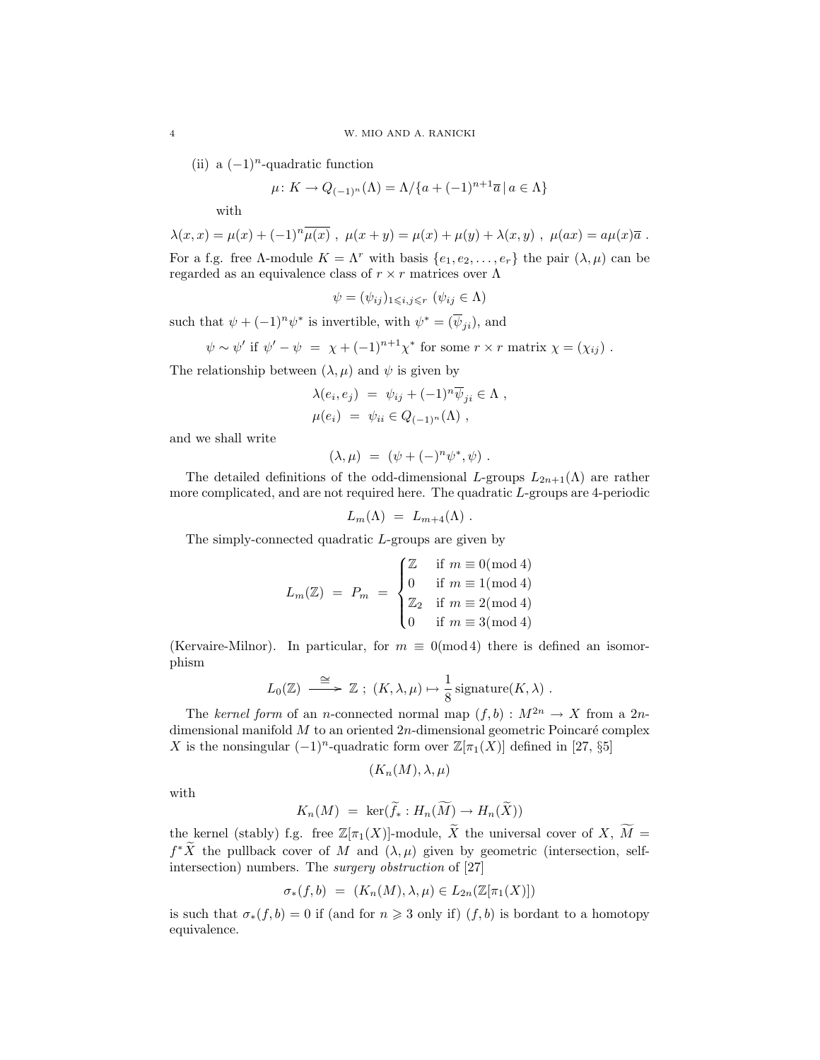(ii) a $(-1)^n$-quadratic function

$$\mu\colon K \to Q_{(-1)^n}(\Lambda) = \Lambda/\{a + (-1)^{n+1}\overline{a} \,|\, a \in \Lambda\}$$

with

$$\lambda(x,x) = \mu(x) + (-1)^n\overline{\mu(x)} \ , \ \mu(x+y) = \mu(x) + \mu(y) + \lambda(x,y) \ , \ \mu(ax) = a\mu(x)\overline{a} \ .$$

For a f.g. free $\Lambda$-module $K = \Lambda^r$ with basis $\{e_1, e_2, \ldots, e_r\}$ the pair $(\lambda, \mu)$ can be regarded as an equivalence class of $r \times r$ matrices over $\Lambda$

$$\psi = (\psi_{ij})_{1 \leqslant i,j \leqslant r} \ (\psi_{ij} \in \Lambda)$$

such that $\psi + (-1)^n\psi^*$ is invertible, with $\psi^* = (\overline{\psi}_{ji})$, and

$$\psi \sim \psi' \text{ if } \psi' - \psi \ = \ \chi + (-1)^{n+1}\chi^* \text{ for some } r \times r \text{ matrix } \chi = (\chi_{ij}) \ .$$

The relationship between $(\lambda, \mu)$ and $\psi$ is given by

$$\lambda(e_i, e_j) \ = \ \psi_{ij} + (-1)^n\overline{\psi}_{ji} \in \Lambda \ ,$$
$$\mu(e_i) \ = \ \psi_{ii} \in Q_{(-1)^n}(\Lambda) \ ,$$

and we shall write

$$(\lambda, \mu) \ = \ (\psi + (-)^n\psi^*, \psi) \ .$$

The detailed definitions of the odd-dimensional $L$-groups $L_{2n+1}(\Lambda)$ are rather more complicated, and are not required here. The quadratic $L$-groups are 4-periodic

$$L_m(\Lambda) \ = \ L_{m+4}(\Lambda) \ .$$

The simply-connected quadratic $L$-groups are given by

$$L_m(\mathbb{Z}) \ = \ P_m \ = \ \begin{cases} \mathbb{Z} & \text{if } m \equiv 0 (\bmod 4) \\ 0 & \text{if } m \equiv 1 (\bmod 4) \\ \mathbb{Z}_2 & \text{if } m \equiv 2 (\bmod 4) \\ 0 & \text{if } m \equiv 3 (\bmod 4) \end{cases}$$

(Kervaire-Milnor). In particular, for $m \equiv 0 (\bmod 4)$ there is defined an isomorphism

$$L_0(\mathbb{Z}) \xrightarrow{\ \cong\ } \mathbb{Z} \ ; \ (K, \lambda, \mu) \mapsto \frac{1}{8}\,\text{signature}(K, \lambda) \ .$$

The *kernel form* of an $n$-connected normal map $(f,b) : M^{2n} \to X$ from a $2n$-dimensional manifold $M$ to an oriented $2n$-dimensional geometric Poincaré complex $X$ is the nonsingular $(-1)^n$-quadratic form over $\mathbb{Z}[\pi_1(X)]$ defined in [27, §5]

$$(K_n(M), \lambda, \mu)$$

with

$$K_n(M) \ = \ \ker(\widetilde{f}_* : H_n(\widetilde{M}) \to H_n(\widetilde{X}))$$

the kernel (stably) f.g. free $\mathbb{Z}[\pi_1(X)]$-module, $\widetilde{X}$ the universal cover of $X$, $\widetilde{M} = f^*\widetilde{X}$ the pullback cover of $M$ and $(\lambda, \mu)$ given by geometric (intersection, self-intersection) numbers. The *surgery obstruction* of [27]

$$\sigma_*(f,b) \ = \ (K_n(M), \lambda, \mu) \in L_{2n}(\mathbb{Z}[\pi_1(X)])$$

is such that $\sigma_*(f,b) = 0$ if (and for $n \geqslant 3$ only if) $(f,b)$ is bordant to a homotopy equivalence.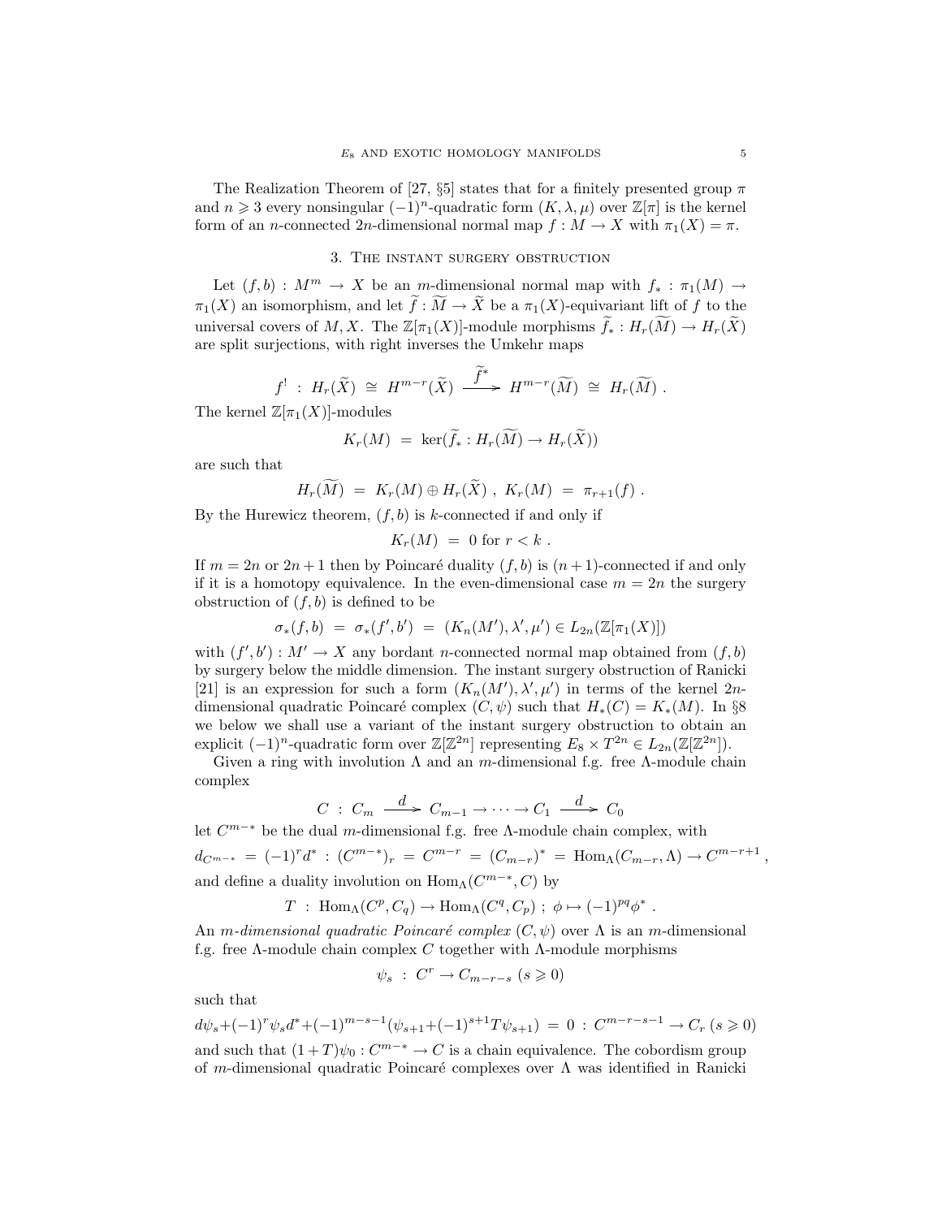The Realization Theorem of [27, §5] states that for a finitely presented group $\pi$ and $n \geqslant 3$ every nonsingular $(-1)^n$-quadratic form $(K, \lambda, \mu)$ over $\mathbb{Z}[\pi]$ is the kernel form of an $n$-connected $2n$-dimensional normal map $f : M \to X$ with $\pi_1(X) = \pi$.

## 3. The instant surgery obstruction

Let $(f, b) : M^m \to X$ be an $m$-dimensional normal map with $f_* : \pi_1(M) \to \pi_1(X)$ an isomorphism, and let $\widetilde{f} : \widetilde{M} \to \widetilde{X}$ be a $\pi_1(X)$-equivariant lift of $f$ to the universal covers of $M, X$. The $\mathbb{Z}[\pi_1(X)]$-module morphisms $\widetilde{f}_* : H_r(\widetilde{M}) \to H_r(\widetilde{X})$ are split surjections, with right inverses the Umkehr maps

$$f^! \ : \ H_r(\widetilde{X}) \ \cong \ H^{m-r}(\widetilde{X}) \xrightarrow{\ \widetilde{f}^*\ } H^{m-r}(\widetilde{M}) \ \cong \ H_r(\widetilde{M}) \ .$$

The kernel $\mathbb{Z}[\pi_1(X)]$-modules

$$K_r(M) \ = \ \ker(\widetilde{f}_* : H_r(\widetilde{M}) \to H_r(\widetilde{X}))$$

are such that

$$H_r(\widetilde{M}) \ = \ K_r(M) \oplus H_r(\widetilde{X}) \ , \ K_r(M) \ = \ \pi_{r+1}(f) \ .$$

By the Hurewicz theorem, $(f, b)$ is $k$-connected if and only if

$$K_r(M) \ = \ 0 \text{ for } r < k \ .$$

If $m = 2n$ or $2n+1$ then by Poincaré duality $(f, b)$ is $(n+1)$-connected if and only if it is a homotopy equivalence. In the even-dimensional case $m = 2n$ the surgery obstruction of $(f, b)$ is defined to be

$$\sigma_*(f, b) \ = \ \sigma_*(f', b') \ = \ (K_n(M'), \lambda', \mu') \in L_{2n}(\mathbb{Z}[\pi_1(X)])$$

with $(f', b') : M' \to X$ any bordant $n$-connected normal map obtained from $(f, b)$ by surgery below the middle dimension. The instant surgery obstruction of Ranicki [21] is an expression for such a form $(K_n(M'), \lambda', \mu')$ in terms of the kernel $2n$-dimensional quadratic Poincaré complex $(C, \psi)$ such that $H_*(C) = K_*(M)$. In §8 we below we shall use a variant of the instant surgery obstruction to obtain an explicit $(-1)^n$-quadratic form over $\mathbb{Z}[\mathbb{Z}^{2n}]$ representing $E_8 \times T^{2n} \in L_{2n}(\mathbb{Z}[\mathbb{Z}^{2n}])$.

Given a ring with involution $\Lambda$ and an $m$-dimensional f.g. free $\Lambda$-module chain complex

$$C \ : \ C_m \xrightarrow{\ d\ } C_{m-1} \to \cdots \to C_1 \xrightarrow{\ d\ } C_0$$

let $C^{m-*}$ be the dual $m$-dimensional f.g. free $\Lambda$-module chain complex, with

$$d_{C^{m-*}} \ = \ (-1)^r d^* \ : \ (C^{m-*})_r \ = \ C^{m-r} \ = \ (C_{m-r})^* \ = \ \mathrm{Hom}_\Lambda(C_{m-r}, \Lambda) \to C^{m-r+1} \ ,$$

and define a duality involution on $\mathrm{Hom}_\Lambda(C^{m-*}, C)$ by

$$T \ : \ \mathrm{Hom}_\Lambda(C^p, C_q) \to \mathrm{Hom}_\Lambda(C^q, C_p) \ ; \ \phi \mapsto (-1)^{pq}\phi^* \ .$$

An *$m$-dimensional quadratic Poincaré complex* $(C, \psi)$ over $\Lambda$ is an $m$-dimensional f.g. free $\Lambda$-module chain complex $C$ together with $\Lambda$-module morphisms

$$\psi_s \ : \ C^r \to C_{m-r-s} \ (s \geqslant 0)$$

such that

$$d\psi_s + (-1)^r \psi_s d^* + (-1)^{m-s-1}(\psi_{s+1} + (-1)^{s+1} T\psi_{s+1}) \ = \ 0 \ : \ C^{m-r-s-1} \to C_r \ (s \geqslant 0)$$

and such that $(1+T)\psi_0 : C^{m-*} \to C$ is a chain equivalence. The cobordism group of $m$-dimensional quadratic Poincaré complexes over $\Lambda$ was identified in Ranicki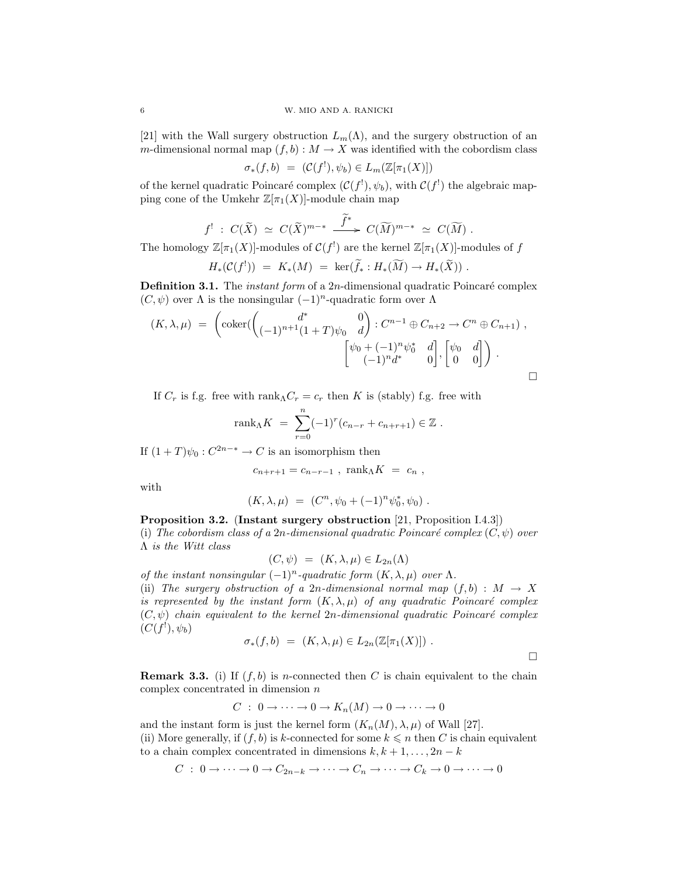[21] with the Wall surgery obstruction $L_m(\Lambda)$, and the surgery obstruction of an $m$-dimensional normal map $(f,b) : M \to X$ was identified with the cobordism class

$$\sigma_*(f,b) \;=\; (\mathcal{C}(f^!),\psi_b) \in L_m(\mathbb{Z}[\pi_1(X)])$$

of the kernel quadratic Poincaré complex $(\mathcal{C}(f^!),\psi_b)$, with $\mathcal{C}(f^!)$ the algebraic mapping cone of the Umkehr $\mathbb{Z}[\pi_1(X)]$-module chain map

$$f^! \;:\; C(\widetilde{X}) \;\simeq\; C(\widetilde{X})^{m-*} \xrightarrow{\;\widetilde{f}^*\;} C(\widetilde{M})^{m-*} \;\simeq\; C(\widetilde{M}) \; .$$

The homology $\mathbb{Z}[\pi_1(X)]$-modules of $\mathcal{C}(f^!)$ are the kernel $\mathbb{Z}[\pi_1(X)]$-modules of $f$

$$H_*(\mathcal{C}(f^!)) \;=\; K_*(M) \;=\; \ker(\widetilde{f}_* : H_*(\widetilde{M}) \to H_*(\widetilde{X})) \; .$$

**Definition 3.1.** The *instant form* of a $2n$-dimensional quadratic Poincaré complex $(C,\psi)$ over $\Lambda$ is the nonsingular $(-1)^n$-quadratic form over $\Lambda$

$$(K,\lambda,\mu) \;=\; \left(\mathrm{coker}\left(\begin{pmatrix} d^* & 0 \\ (-1)^{n+1}(1+T)\psi_0 & d \end{pmatrix} : C^{n-1}\oplus C_{n+2} \to C^n \oplus C_{n+1}\right) \,, \begin{bmatrix} \psi_0 + (-1)^n\psi_0^* & d \\ (-1)^n d^* & 0 \end{bmatrix}, \begin{bmatrix} \psi_0 & d \\ 0 & 0 \end{bmatrix}\right) .$$

□

If $C_r$ is f.g. free with $\mathrm{rank}_\Lambda C_r = c_r$ then $K$ is (stably) f.g. free with

$$\mathrm{rank}_\Lambda K \;=\; \sum_{r=0}^{n}(-1)^r(c_{n-r}+c_{n+r+1}) \in \mathbb{Z} \; .$$

If $(1+T)\psi_0 : C^{2n-*} \to C$ is an isomorphism then

$$c_{n+r+1} = c_{n-r-1} \; , \; \mathrm{rank}_\Lambda K \;=\; c_n \; ,$$

with

$$(K,\lambda,\mu) \;=\; (C^n, \psi_0 + (-1)^n\psi_0^*, \psi_0) \; .$$

**Proposition 3.2.** (**Instant surgery obstruction** [21, Proposition I.4.3])
(i) *The cobordism class of a $2n$-dimensional quadratic Poincaré complex $(C,\psi)$ over $\Lambda$ is the Witt class*

$$(C,\psi) \;=\; (K,\lambda,\mu) \in L_{2n}(\Lambda)$$

*of the instant nonsingular $(-1)^n$-quadratic form $(K,\lambda,\mu)$ over $\Lambda$.*
(ii) *The surgery obstruction of a $2n$-dimensional normal map $(f,b) : M \to X$ is represented by the instant form $(K,\lambda,\mu)$ of any quadratic Poincaré complex $(C,\psi)$ chain equivalent to the kernel $2n$-dimensional quadratic Poincaré complex $(C(f^!),\psi_b)$*

$$\sigma_*(f,b) \;=\; (K,\lambda,\mu) \in L_{2n}(\mathbb{Z}[\pi_1(X)]) \; .$$

□

**Remark 3.3.** (i) If $(f,b)$ is $n$-connected then $C$ is chain equivalent to the chain complex concentrated in dimension $n$

$$C \;:\; 0 \to \cdots \to 0 \to K_n(M) \to 0 \to \cdots \to 0$$

and the instant form is just the kernel form $(K_n(M),\lambda,\mu)$ of Wall [27].
(ii) More generally, if $(f,b)$ is $k$-connected for some $k \leqslant n$ then $C$ is chain equivalent to a chain complex concentrated in dimensions $k, k+1, \ldots, 2n-k$

$$C \;:\; 0 \to \cdots \to 0 \to C_{2n-k} \to \cdots \to C_n \to \cdots \to C_k \to 0 \to \cdots \to 0$$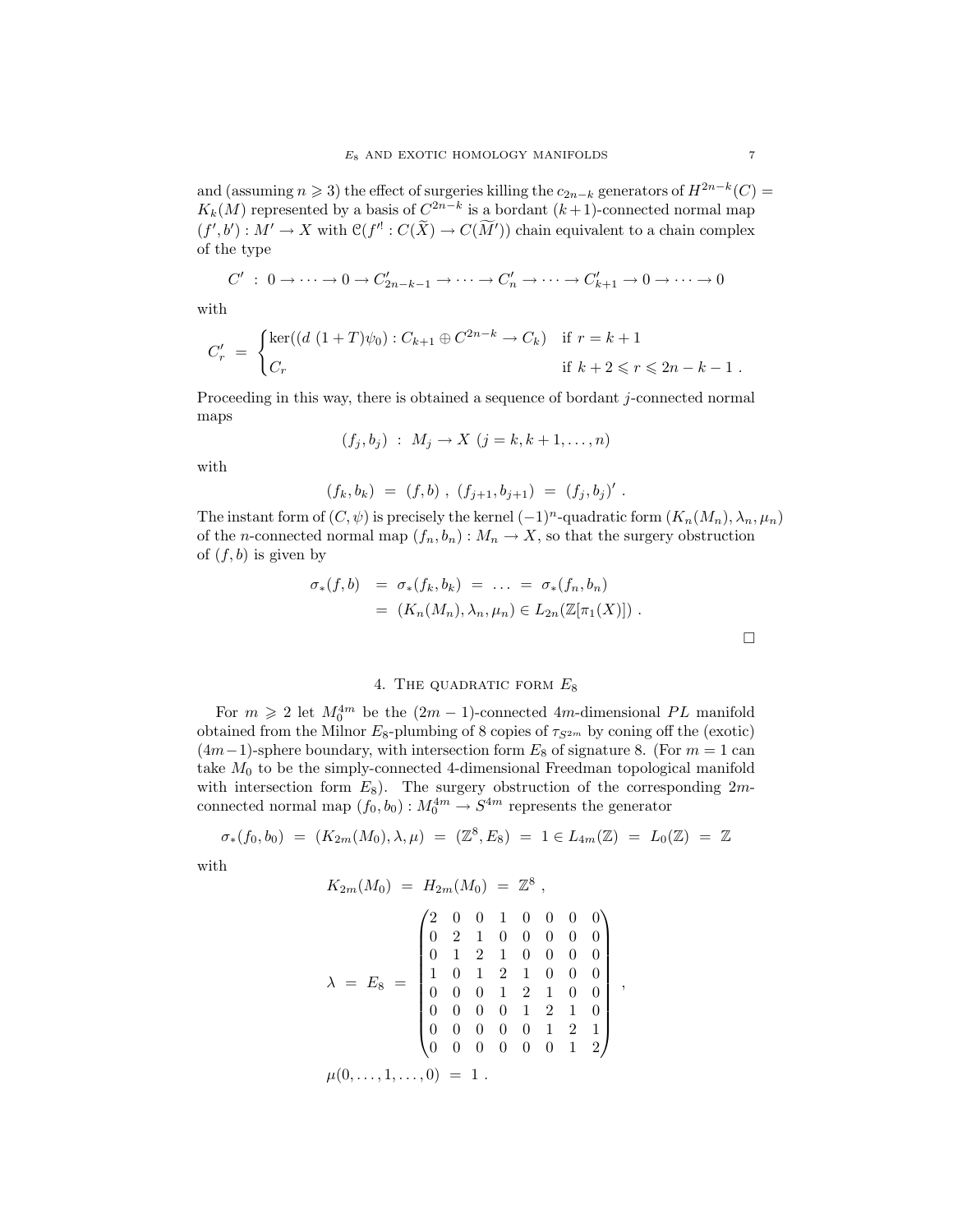and (assuming $n \geqslant 3$) the effect of surgeries killing the $c_{2n-k}$ generators of $H^{2n-k}(C) = K_k(M)$ represented by a basis of $C^{2n-k}$ is a bordant $(k+1)$-connected normal map $(f', b') : M' \to X$ with $\mathcal{C}(f'^! : C(\widetilde{X}) \to C(\widetilde{M}'))$ chain equivalent to a chain complex of the type

$$C' \ : \ 0 \to \cdots \to 0 \to C'_{2n-k-1} \to \cdots \to C'_n \to \cdots \to C'_{k+1} \to 0 \to \cdots \to 0$$

with

$$C'_r \ = \ \begin{cases} \ker((d \ (1+T)\psi_0) : C_{k+1} \oplus C^{2n-k} \to C_k) & \text{if } r = k+1 \\ C_r & \text{if } k+2 \leqslant r \leqslant 2n-k-1 \ . \end{cases}$$

Proceeding in this way, there is obtained a sequence of bordant $j$-connected normal maps

$$(f_j, b_j) \ : \ M_j \to X \ (j = k, k+1, \ldots, n)$$

with

$$(f_k, b_k) \ = \ (f, b) \ , \ (f_{j+1}, b_{j+1}) \ = \ (f_j, b_j)' \ .$$

The instant form of $(C, \psi)$ is precisely the kernel $(-1)^n$-quadratic form $(K_n(M_n), \lambda_n, \mu_n)$ of the $n$-connected normal map $(f_n, b_n) : M_n \to X$, so that the surgery obstruction of $(f, b)$ is given by

$$\begin{aligned} \sigma_*(f, b) \ &= \ \sigma_*(f_k, b_k) \ = \ \ldots \ = \ \sigma_*(f_n, b_n) \\ &= \ (K_n(M_n), \lambda_n, \mu_n) \in L_{2n}(\mathbb{Z}[\pi_1(X)]) \ . \end{aligned}$$

□

## 4. The quadratic form $E_8$

For $m \geqslant 2$ let $M_0^{4m}$ be the $(2m-1)$-connected $4m$-dimensional $PL$ manifold obtained from the Milnor $E_8$-plumbing of 8 copies of $\tau_{S^{2m}}$ by coning off the (exotic) $(4m-1)$-sphere boundary, with intersection form $E_8$ of signature 8. (For $m = 1$ can take $M_0$ to be the simply-connected 4-dimensional Freedman topological manifold with intersection form $E_8$). The surgery obstruction of the corresponding $2m$-connected normal map $(f_0, b_0) : M_0^{4m} \to S^{4m}$ represents the generator

$$\sigma_*(f_0, b_0) \ = \ (K_{2m}(M_0), \lambda, \mu) \ = \ (\mathbb{Z}^8, E_8) \ = \ 1 \in L_{4m}(\mathbb{Z}) \ = \ L_0(\mathbb{Z}) \ = \ \mathbb{Z}$$

with

$$K_{2m}(M_0) \ = \ H_{2m}(M_0) \ = \ \mathbb{Z}^8 \ ,$$

$$\lambda \ = \ E_8 \ = \ \begin{pmatrix} 2 & 0 & 0 & 1 & 0 & 0 & 0 & 0 \\ 0 & 2 & 1 & 0 & 0 & 0 & 0 & 0 \\ 0 & 1 & 2 & 1 & 0 & 0 & 0 & 0 \\ 1 & 0 & 1 & 2 & 1 & 0 & 0 & 0 \\ 0 & 0 & 0 & 1 & 2 & 1 & 0 & 0 \\ 0 & 0 & 0 & 0 & 1 & 2 & 1 & 0 \\ 0 & 0 & 0 & 0 & 0 & 1 & 2 & 1 \\ 0 & 0 & 0 & 0 & 0 & 0 & 1 & 2 \end{pmatrix} \ ,$$

$$\mu(0, \ldots, 1, \ldots, 0) \ = \ 1 \ .$$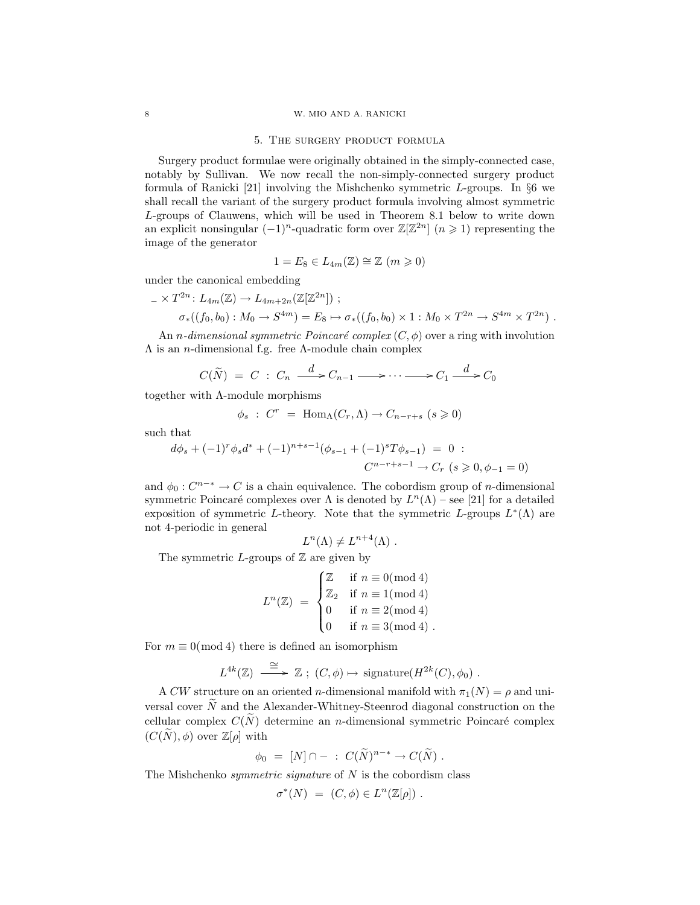## 5. The surgery product formula

Surgery product formulae were originally obtained in the simply-connected case, notably by Sullivan. We now recall the non-simply-connected surgery product formula of Ranicki [21] involving the Mishchenko symmetric $L$-groups. In §6 we shall recall the variant of the surgery product formula involving almost symmetric $L$-groups of Clauwens, which will be used in Theorem 8.1 below to write down an explicit nonsingular $(-1)^n$-quadratic form over $\mathbb{Z}[\mathbb{Z}^{2n}]$ $(n \geqslant 1)$ representing the image of the generator

$$1 = E_8 \in L_{4m}(\mathbb{Z}) \cong \mathbb{Z} \ (m \geqslant 0)$$

under the canonical embedding

$$\begin{aligned} & - \times T^{2n} \colon L_{4m}(\mathbb{Z}) \to L_{4m+2n}(\mathbb{Z}[\mathbb{Z}^{2n}]) \ ; \\ & \qquad \sigma_*((f_0, b_0) : M_0 \to S^{4m}) = E_8 \mapsto \sigma_*((f_0, b_0) \times 1 : M_0 \times T^{2n} \to S^{4m} \times T^{2n}) \ . \end{aligned}$$

An *$n$-dimensional symmetric Poincaré complex* $(C, \phi)$ over a ring with involution $\Lambda$ is an $n$-dimensional f.g. free $\Lambda$-module chain complex

$$C(\widetilde{N}) \ = \ C \ : \ C_n \xrightarrow{\ d\ } C_{n-1} \longrightarrow \cdots \longrightarrow C_1 \xrightarrow{\ d\ } C_0$$

together with $\Lambda$-module morphisms

$$\phi_s \ : \ C^r \ = \ \mathrm{Hom}_\Lambda(C_r, \Lambda) \to C_{n-r+s} \ (s \geqslant 0)$$

such that

$$\begin{aligned} d\phi_s + (-1)^r \phi_s d^* + (-1)^{n+s-1}(\phi_{s-1} + (-1)^s T\phi_{s-1}) \ = \ 0 \ : \\ C^{n-r+s-1} \to C_r \ (s \geqslant 0, \phi_{-1} = 0) \end{aligned}$$

and $\phi_0 : C^{n-*} \to C$ is a chain equivalence. The cobordism group of $n$-dimensional symmetric Poincaré complexes over $\Lambda$ is denoted by $L^n(\Lambda)$ – see [21] for a detailed exposition of symmetric $L$-theory. Note that the symmetric $L$-groups $L^*(\Lambda)$ are not 4-periodic in general

$$L^n(\Lambda) \neq L^{n+4}(\Lambda) \ .$$

The symmetric $L$-groups of $\mathbb{Z}$ are given by

$$L^n(\mathbb{Z}) \ = \ \begin{cases} \mathbb{Z} & \text{if } n \equiv 0 (\bmod 4) \\ \mathbb{Z}_2 & \text{if } n \equiv 1 (\bmod 4) \\ 0 & \text{if } n \equiv 2 (\bmod 4) \\ 0 & \text{if } n \equiv 3 (\bmod 4) \ . \end{cases}$$

For $m \equiv 0 (\bmod 4)$ there is defined an isomorphism

$$L^{4k}(\mathbb{Z}) \xrightarrow{\ \cong\ } \mathbb{Z} \ ; \ (C, \phi) \mapsto \text{signature}(H^{2k}(C), \phi_0) \ .$$

A *CW* structure on an oriented $n$-dimensional manifold with $\pi_1(N) = \rho$ and universal cover $\widetilde{N}$ and the Alexander-Whitney-Steenrod diagonal construction on the cellular complex $C(\widetilde{N})$ determine an $n$-dimensional symmetric Poincaré complex $(C(\widetilde{N}), \phi)$ over $\mathbb{Z}[\rho]$ with

$$\phi_0 \ = \ [N] \cap - \ : \ C(\widetilde{N})^{n-*} \to C(\widetilde{N}) \ .$$

The Mishchenko *symmetric signature* of $N$ is the cobordism class

$$\sigma^*(N) \ = \ (C, \phi) \in L^n(\mathbb{Z}[\rho]) \ .$$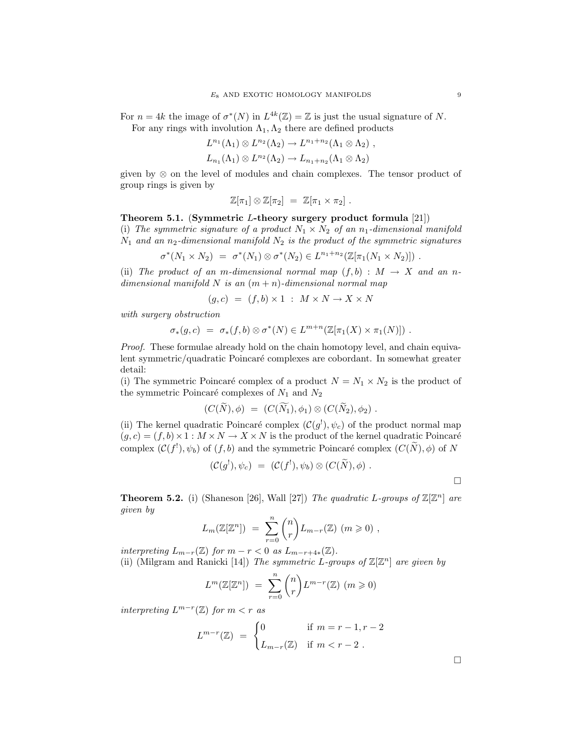For $n = 4k$ the image of $\sigma^*(N)$ in $L^{4k}(\mathbb{Z}) = \mathbb{Z}$ is just the usual signature of $N$.

For any rings with involution $\Lambda_1, \Lambda_2$ there are defined products

$$L^{n_1}(\Lambda_1) \otimes L^{n_2}(\Lambda_2) \to L^{n_1+n_2}(\Lambda_1 \otimes \Lambda_2) ,$$
$$L_{n_1}(\Lambda_1) \otimes L^{n_2}(\Lambda_2) \to L_{n_1+n_2}(\Lambda_1 \otimes \Lambda_2)$$

given by $\otimes$ on the level of modules and chain complexes. The tensor product of group rings is given by

$$\mathbb{Z}[\pi_1] \otimes \mathbb{Z}[\pi_2] \ = \ \mathbb{Z}[\pi_1 \times \pi_2] \ .$$

**Theorem 5.1.** (**Symmetric $L$-theory surgery product formula** [21])
(i) *The symmetric signature of a product $N_1 \times N_2$ of an $n_1$-dimensional manifold $N_1$ and an $n_2$-dimensional manifold $N_2$ is the product of the symmetric signatures*

$$\sigma^*(N_1 \times N_2) \ = \ \sigma^*(N_1) \otimes \sigma^*(N_2) \in L^{n_1+n_2}(\mathbb{Z}[\pi_1(N_1 \times N_2)]) \ .$$

(ii) *The product of an $m$-dimensional normal map $(f,b) : M \to X$ and an $n$-dimensional manifold $N$ is an $(m+n)$-dimensional normal map*

$$(g,c) \ = \ (f,b) \times 1 \ : \ M \times N \to X \times N$$

*with surgery obstruction*

$$\sigma_*(g,c) \ = \ \sigma_*(f,b) \otimes \sigma^*(N) \in L^{m+n}(\mathbb{Z}[\pi_1(X) \times \pi_1(N)]) \ .$$

*Proof.* These formulae already hold on the chain homotopy level, and chain equivalent symmetric/quadratic Poincaré complexes are cobordant. In somewhat greater detail:
(i) The symmetric Poincaré complex of a product $N = N_1 \times N_2$ is the product of the symmetric Poincaré complexes of $N_1$ and $N_2$

$$(C(\widetilde{N}), \phi) \ = \ (C(\widetilde{N_1}), \phi_1) \otimes (C(\widetilde{N}_2), \phi_2) \ .$$

(ii) The kernel quadratic Poincaré complex $(\mathcal{C}(g^!), \psi_c)$ of the product normal map $(g,c) = (f,b) \times 1 : M \times N \to X \times N$ is the product of the kernel quadratic Poincaré complex $(\mathcal{C}(f^!), \psi_b)$ of $(f,b)$ and the symmetric Poincaré complex $(C(\widetilde{N}), \phi)$ of $N$

$$(\mathcal{C}(g^!), \psi_c) \ = \ (\mathcal{C}(f^!), \psi_b) \otimes (C(\widetilde{N}), \phi) \ .$$

□

**Theorem 5.2.** (i) (Shaneson [26], Wall [27]) *The quadratic $L$-groups of $\mathbb{Z}[\mathbb{Z}^n]$ are given by*

$$L_m(\mathbb{Z}[\mathbb{Z}^n]) \ = \ \sum_{r=0}^{n} \binom{n}{r} L_{m-r}(\mathbb{Z}) \ (m \geqslant 0) \ ,$$

*interpreting $L_{m-r}(\mathbb{Z})$ for $m - r < 0$ as $L_{m-r+4*}(\mathbb{Z})$.*
(ii) (Milgram and Ranicki [14]) *The symmetric $L$-groups of $\mathbb{Z}[\mathbb{Z}^n]$ are given by*

$$L^m(\mathbb{Z}[\mathbb{Z}^n]) \ = \ \sum_{r=0}^{n} \binom{n}{r} L^{m-r}(\mathbb{Z}) \ (m \geqslant 0)$$

*interpreting $L^{m-r}(\mathbb{Z})$ for $m < r$ as*

$$L^{m-r}(\mathbb{Z}) \ = \ \begin{cases} 0 & \text{if } m = r-1, r-2 \\ L_{m-r}(\mathbb{Z}) & \text{if } m < r-2 \ . \end{cases}$$

□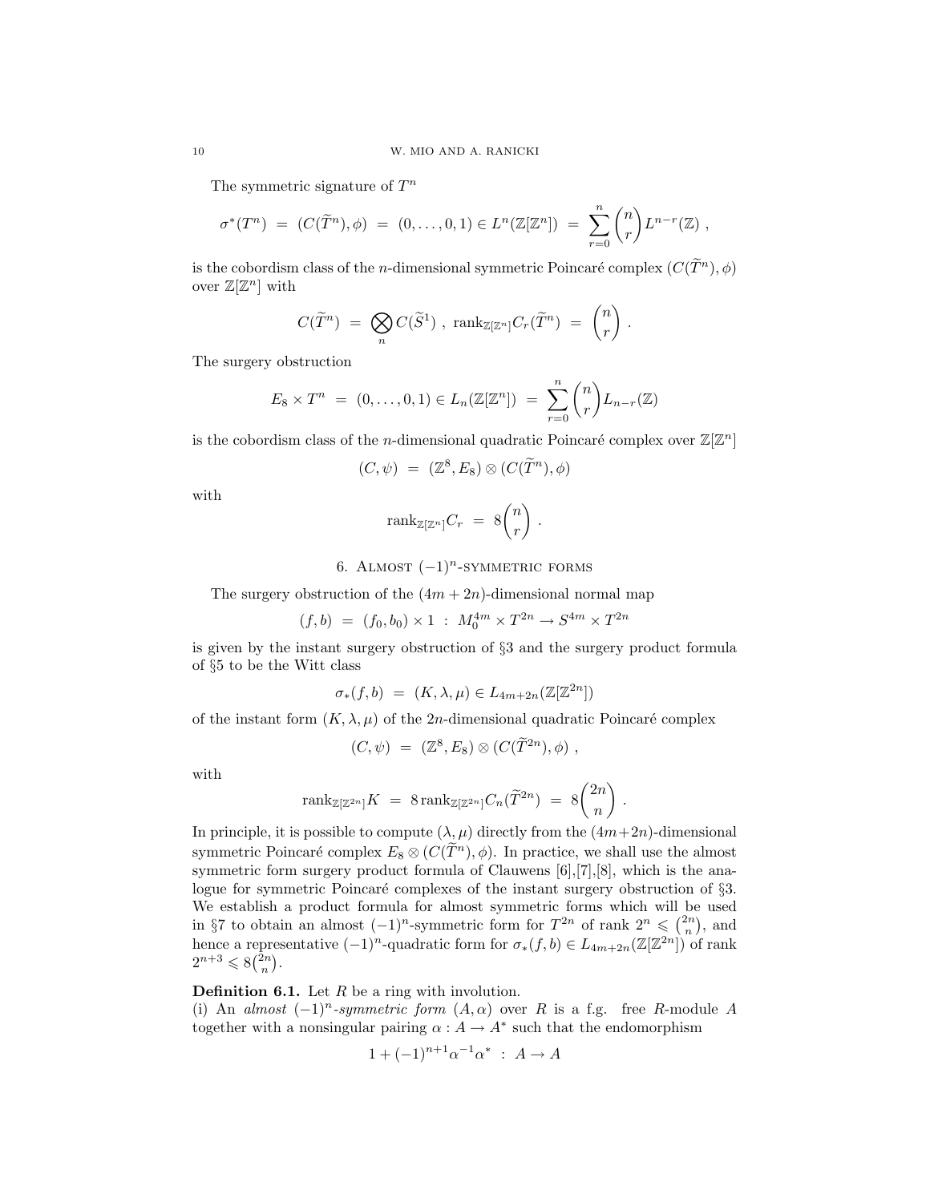The symmetric signature of $T^n$

$$\sigma^*(T^n) \;=\; (C(\widetilde{T}^n),\phi) \;=\; (0,\dots,0,1) \in L^n(\mathbb{Z}[\mathbb{Z}^n]) \;=\; \sum_{r=0}^{n}\binom{n}{r}L^{n-r}(\mathbb{Z}) \;,$$

is the cobordism class of the $n$-dimensional symmetric Poincaré complex $(C(\widetilde{T}^n),\phi)$ over $\mathbb{Z}[\mathbb{Z}^n]$ with

$$C(\widetilde{T}^n) \;=\; \bigotimes_n C(\widetilde{S}^1) \;,\; \mathrm{rank}_{\mathbb{Z}[\mathbb{Z}^n]}C_r(\widetilde{T}^n) \;=\; \binom{n}{r} \;.$$

The surgery obstruction

$$E_8 \times T^n \;=\; (0,\dots,0,1) \in L_n(\mathbb{Z}[\mathbb{Z}^n]) \;=\; \sum_{r=0}^{n}\binom{n}{r}L_{n-r}(\mathbb{Z})$$

is the cobordism class of the $n$-dimensional quadratic Poincaré complex over $\mathbb{Z}[\mathbb{Z}^n]$

$$(C,\psi) \;=\; (\mathbb{Z}^8,E_8)\otimes(C(\widetilde{T}^n),\phi)$$

with

$$\mathrm{rank}_{\mathbb{Z}[\mathbb{Z}^n]}C_r \;=\; 8\binom{n}{r} \;.$$

## 6. Almost $(-1)^n$-symmetric forms

The surgery obstruction of the $(4m+2n)$-dimensional normal map

$$(f,b) \;=\; (f_0,b_0)\times 1 \;:\; M_0^{4m}\times T^{2n} \to S^{4m}\times T^{2n}$$

is given by the instant surgery obstruction of §3 and the surgery product formula of §5 to be the Witt class

$$\sigma_*(f,b) \;=\; (K,\lambda,\mu) \in L_{4m+2n}(\mathbb{Z}[\mathbb{Z}^{2n}])$$

of the instant form $(K,\lambda,\mu)$ of the $2n$-dimensional quadratic Poincaré complex

$$(C,\psi) \;=\; (\mathbb{Z}^8,E_8)\otimes(C(\widetilde{T}^{2n}),\phi) \;,$$

with

$$\mathrm{rank}_{\mathbb{Z}[\mathbb{Z}^{2n}]}K \;=\; 8\,\mathrm{rank}_{\mathbb{Z}[\mathbb{Z}^{2n}]}C_n(\widetilde{T}^{2n}) \;=\; 8\binom{2n}{n} \;.$$

In principle, it is possible to compute $(\lambda,\mu)$ directly from the $(4m+2n)$-dimensional symmetric Poincaré complex $E_8\otimes(C(\widetilde{T}^n),\phi)$. In practice, we shall use the almost symmetric form surgery product formula of Clauwens [6],[7],[8], which is the analogue for symmetric Poincaré complexes of the instant surgery obstruction of §3. We establish a product formula for almost symmetric forms which will be used in §7 to obtain an almost $(-1)^n$-symmetric form for $T^{2n}$ of rank $2^n \leqslant \binom{2n}{n}$, and hence a representative $(-1)^n$-quadratic form for $\sigma_*(f,b)\in L_{4m+2n}(\mathbb{Z}[\mathbb{Z}^{2n}])$ of rank $2^{n+3}\leqslant 8\binom{2n}{n}$.

**Definition 6.1.** Let $R$ be a ring with involution.
(i) An *almost $(-1)^n$-symmetric form* $(A,\alpha)$ over $R$ is a f.g. free $R$-module $A$ together with a nonsingular pairing $\alpha : A\to A^*$ such that the endomorphism

$$1+(-1)^{n+1}\alpha^{-1}\alpha^* \;:\; A\to A$$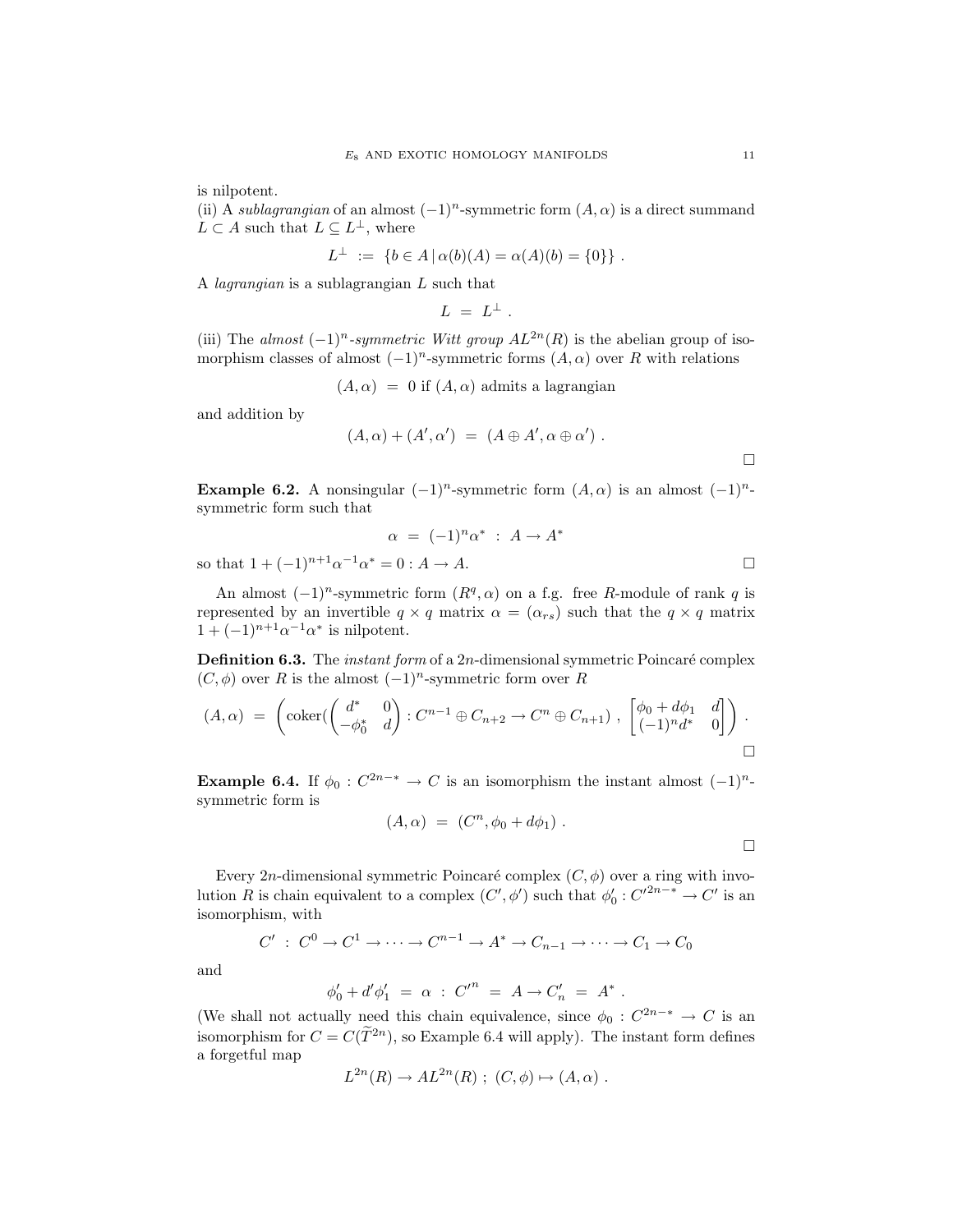is nilpotent.

(ii) A *sublagrangian* of an almost $(-1)^n$-symmetric form $(A,\alpha)$ is a direct summand $L \subset A$ such that $L \subseteq L^\perp$, where

$$L^\perp \ := \ \{b \in A \,|\, \alpha(b)(A) = \alpha(A)(b) = \{0\}\} \ .$$

A *lagrangian* is a sublagrangian $L$ such that

$$L \ = \ L^\perp \ .$$

(iii) The *almost $(-1)^n$-symmetric Witt group* $AL^{2n}(R)$ is the abelian group of isomorphism classes of almost $(-1)^n$-symmetric forms $(A,\alpha)$ over $R$ with relations

$$(A,\alpha) \ = \ 0 \text{ if } (A,\alpha) \text{ admits a lagrangian}$$

and addition by

$$(A,\alpha) + (A',\alpha') \ = \ (A \oplus A', \alpha \oplus \alpha') \ .$$

□

**Example 6.2.** A nonsingular $(-1)^n$-symmetric form $(A,\alpha)$ is an almost $(-1)^n$-symmetric form such that

$$\alpha \ = \ (-1)^n \alpha^* \ : \ A \to A^*$$

so that $1 + (-1)^{n+1}\alpha^{-1}\alpha^* = 0 : A \to A$. □

An almost $(-1)^n$-symmetric form $(R^q,\alpha)$ on a f.g. free $R$-module of rank $q$ is represented by an invertible $q \times q$ matrix $\alpha = (\alpha_{rs})$ such that the $q \times q$ matrix $1 + (-1)^{n+1}\alpha^{-1}\alpha^*$ is nilpotent.

**Definition 6.3.** The *instant form* of a $2n$-dimensional symmetric Poincaré complex $(C,\phi)$ over $R$ is the almost $(-1)^n$-symmetric form over $R$

$$(A,\alpha) \ = \ \left(\text{coker}(\begin{pmatrix} d^* & 0 \\ -\phi_0^* & d \end{pmatrix} : C^{n-1} \oplus C_{n+2} \to C^n \oplus C_{n+1}) \ , \ \begin{bmatrix} \phi_0 + d\phi_1 & d \\ (-1)^n d^* & 0 \end{bmatrix}\right) \ .$$

□

**Example 6.4.** If $\phi_0 : C^{2n-*} \to C$ is an isomorphism the instant almost $(-1)^n$-symmetric form is

$$(A,\alpha) \ = \ (C^n, \phi_0 + d\phi_1) \ .$$

□

Every $2n$-dimensional symmetric Poincaré complex $(C,\phi)$ over a ring with involution $R$ is chain equivalent to a complex $(C',\phi')$ such that $\phi'_0 : C'^{2n-*} \to C'$ is an isomorphism, with

$$C' \ : \ C^0 \to C^1 \to \cdots \to C^{n-1} \to A^* \to C_{n-1} \to \cdots \to C_1 \to C_0$$

and

$$\phi'_0 + d'\phi'_1 \ = \ \alpha \ : \ C'^n \ = \ A \to C'_n \ = \ A^* \ .$$

(We shall not actually need this chain equivalence, since $\phi_0 : C^{2n-*} \to C$ is an isomorphism for $C = C(\widetilde{T}^{2n})$, so Example 6.4 will apply). The instant form defines a forgetful map

$$L^{2n}(R) \to AL^{2n}(R) \ ; \ (C,\phi) \mapsto (A,\alpha) \ .$$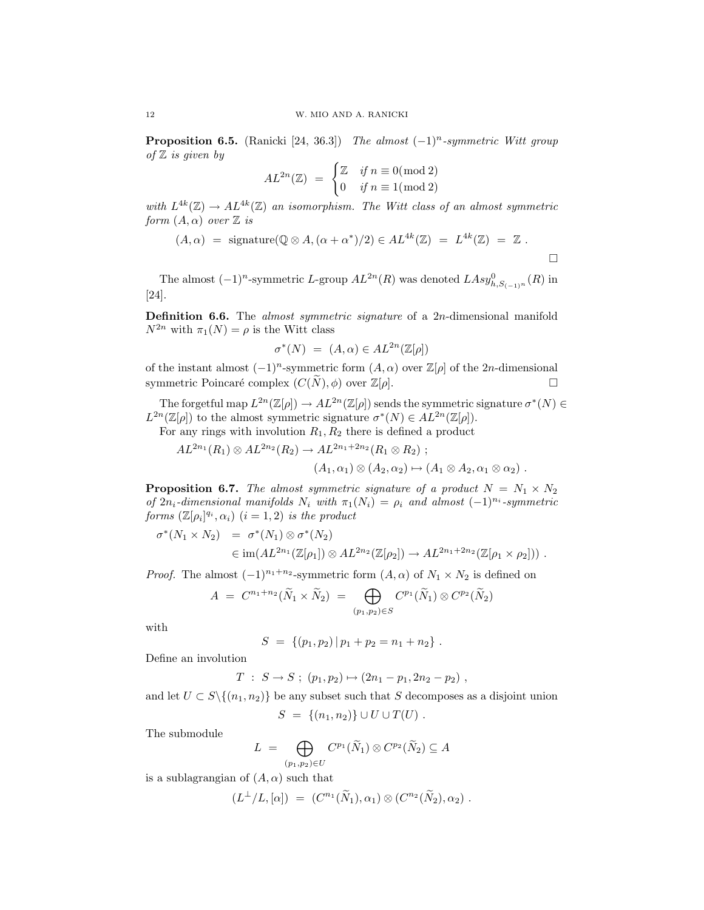**Proposition 6.5.** (Ranicki [24, 36.3]) *The almost $(-1)^n$-symmetric Witt group of $\mathbb{Z}$ is given by*

$$AL^{2n}(\mathbb{Z}) \;=\; \begin{cases} \mathbb{Z} & \text{if } n \equiv 0 (\bmod 2) \\ 0 & \text{if } n \equiv 1 (\bmod 2) \end{cases}$$

*with $L^{4k}(\mathbb{Z}) \to AL^{4k}(\mathbb{Z})$ an isomorphism. The Witt class of an almost symmetric form $(A, \alpha)$ over $\mathbb{Z}$ is*

$$(A,\alpha) \;=\; \text{signature}(\mathbb{Q}\otimes A, (\alpha+\alpha^*)/2) \in AL^{4k}(\mathbb{Z}) \;=\; L^{4k}(\mathbb{Z}) \;=\; \mathbb{Z}\ .$$

□

The almost $(-1)^n$-symmetric $L$-group $AL^{2n}(R)$ was denoted $LAsy^0_{h,S_{(-1)^n}}(R)$ in [24].

**Definition 6.6.** The *almost symmetric signature* of a $2n$-dimensional manifold $N^{2n}$ with $\pi_1(N) = \rho$ is the Witt class

$$\sigma^*(N) \;=\; (A,\alpha) \in AL^{2n}(\mathbb{Z}[\rho])$$

of the instant almost $(-1)^n$-symmetric form $(A, \alpha)$ over $\mathbb{Z}[\rho]$ of the $2n$-dimensional symmetric Poincaré complex $(C(\widetilde{N}), \phi)$ over $\mathbb{Z}[\rho]$. □

The forgetful map $L^{2n}(\mathbb{Z}[\rho]) \to AL^{2n}(\mathbb{Z}[\rho])$ sends the symmetric signature $\sigma^*(N) \in L^{2n}(\mathbb{Z}[\rho])$ to the almost symmetric signature $\sigma^*(N) \in AL^{2n}(\mathbb{Z}[\rho])$.

For any rings with involution $R_1, R_2$ there is defined a product

$$\begin{aligned} &AL^{2n_1}(R_1) \otimes AL^{2n_2}(R_2) \to AL^{2n_1+2n_2}(R_1 \otimes R_2)\ ; \\ &\qquad\qquad (A_1,\alpha_1)\otimes(A_2,\alpha_2) \mapsto (A_1\otimes A_2, \alpha_1\otimes\alpha_2)\ . \end{aligned}$$

**Proposition 6.7.** *The almost symmetric signature of a product $N = N_1 \times N_2$ of $2n_i$-dimensional manifolds $N_i$ with $\pi_1(N_i) = \rho_i$ and almost $(-1)^{n_i}$-symmetric forms $(\mathbb{Z}[\rho_i]^{q_i}, \alpha_i)$ $(i = 1, 2)$ is the product*

$$\begin{aligned} \sigma^*(N_1\times N_2) \;&=\; \sigma^*(N_1)\otimes\sigma^*(N_2) \\ &\in \text{im}(AL^{2n_1}(\mathbb{Z}[\rho_1])\otimes AL^{2n_2}(\mathbb{Z}[\rho_2]) \to AL^{2n_1+2n_2}(\mathbb{Z}[\rho_1\times\rho_2]))\ . \end{aligned}$$

*Proof.* The almost $(-1)^{n_1+n_2}$-symmetric form $(A, \alpha)$ of $N_1 \times N_2$ is defined on

$$A \;=\; C^{n_1+n_2}(\widetilde{N}_1\times\widetilde{N}_2) \;=\; \bigoplus_{(p_1,p_2)\in S} C^{p_1}(\widetilde{N}_1)\otimes C^{p_2}(\widetilde{N}_2)$$

with

$$S \;=\; \{(p_1,p_2)\,|\,p_1+p_2 = n_1+n_2\}\ .$$

Define an involution

$$T \;:\; S \to S\ ;\ (p_1,p_2) \mapsto (2n_1 - p_1, 2n_2 - p_2)\ ,$$

and let $U \subset S\backslash\{(n_1, n_2)\}$ be any subset such that $S$ decomposes as a disjoint union

$$S \;=\; \{(n_1,n_2)\}\cup U\cup T(U)\ .$$

The submodule

$$L \;=\; \bigoplus_{(p_1,p_2)\in U} C^{p_1}(\widetilde{N}_1)\otimes C^{p_2}(\widetilde{N}_2) \subseteq A$$

is a sublagrangian of $(A, \alpha)$ such that

$$(L^\perp/L, [\alpha]) \;=\; (C^{n_1}(\widetilde{N}_1),\alpha_1)\otimes(C^{n_2}(\widetilde{N}_2),\alpha_2)\ .$$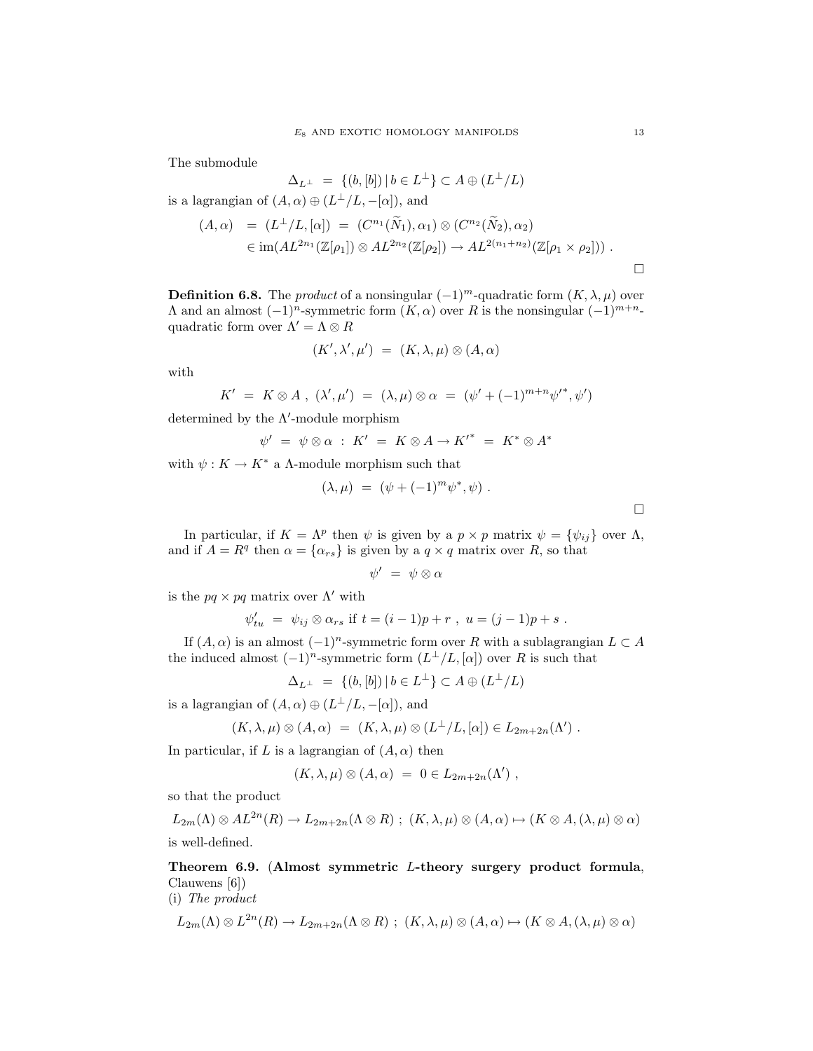The submodule

$$\Delta_{L^\perp} \;=\; \{(b,[b])\,|\,b \in L^\perp\} \subset A \oplus (L^\perp/L)$$

is a lagrangian of $(A,\alpha) \oplus (L^\perp/L, -[\alpha])$, and

$$\begin{aligned}(A,\alpha) \;&=\; (L^\perp/L,[\alpha]) \;=\; (C^{n_1}(\widetilde{N}_1),\alpha_1) \otimes (C^{n_2}(\widetilde{N}_2),\alpha_2) \\ &\in \mathrm{im}(AL^{2n_1}(\mathbb{Z}[\rho_1]) \otimes AL^{2n_2}(\mathbb{Z}[\rho_2]) \to AL^{2(n_1+n_2)}(\mathbb{Z}[\rho_1 \times \rho_2]))\ .\end{aligned}$$

□

**Definition 6.8.** The *product* of a nonsingular $(-1)^m$-quadratic form $(K,\lambda,\mu)$ over $\Lambda$ and an almost $(-1)^n$-symmetric form $(K,\alpha)$ over $R$ is the nonsingular $(-1)^{m+n}$-quadratic form over $\Lambda' = \Lambda \otimes R$

$$(K',\lambda',\mu') \;=\; (K,\lambda,\mu) \otimes (A,\alpha)$$

with

$$K' \;=\; K \otimes A\ ,\ (\lambda',\mu') \;=\; (\lambda,\mu) \otimes \alpha \;=\; (\psi' + (-1)^{m+n}\psi'^*, \psi')$$

determined by the $\Lambda'$-module morphism

$$\psi' \;=\; \psi \otimes \alpha \;:\; K' \;=\; K \otimes A \to K'^* \;=\; K^* \otimes A^*$$

with $\psi : K \to K^*$ a $\Lambda$-module morphism such that

$$(\lambda,\mu) \;=\; (\psi + (-1)^m\psi^*, \psi)\ .$$

□

In particular, if $K = \Lambda^p$ then $\psi$ is given by a $p \times p$ matrix $\psi = \{\psi_{ij}\}$ over $\Lambda$, and if $A = R^q$ then $\alpha = \{\alpha_{rs}\}$ is given by a $q \times q$ matrix over $R$, so that

$$\psi' \;=\; \psi \otimes \alpha$$

is the $pq \times pq$ matrix over $\Lambda'$ with

$$\psi'_{tu} \;=\; \psi_{ij} \otimes \alpha_{rs} \text{ if } t = (i-1)p + r\ ,\ u = (j-1)p + s\ .$$

If $(A,\alpha)$ is an almost $(-1)^n$-symmetric form over $R$ with a sublagrangian $L \subset A$ the induced almost $(-1)^n$-symmetric form $(L^\perp/L,[\alpha])$ over $R$ is such that

$$\Delta_{L^\perp} \;=\; \{(b,[b])\,|\,b \in L^\perp\} \subset A \oplus (L^\perp/L)$$

is a lagrangian of $(A,\alpha) \oplus (L^\perp/L, -[\alpha])$, and

$$(K,\lambda,\mu) \otimes (A,\alpha) \;=\; (K,\lambda,\mu) \otimes (L^\perp/L,[\alpha]) \in L_{2m+2n}(\Lambda')\ .$$

In particular, if $L$ is a lagrangian of $(A,\alpha)$ then

$$(K,\lambda,\mu) \otimes (A,\alpha) \;=\; 0 \in L_{2m+2n}(\Lambda')\ ,$$

so that the product

$$L_{2m}(\Lambda) \otimes AL^{2n}(R) \to L_{2m+2n}(\Lambda \otimes R)\ ;\ (K,\lambda,\mu) \otimes (A,\alpha) \mapsto (K \otimes A, (\lambda,\mu) \otimes \alpha)$$

is well-defined.

**Theorem 6.9.** (**Almost symmetric $L$-theory surgery product formula**, Clauwens [6])
(i) *The product*

$$L_{2m}(\Lambda) \otimes L^{2n}(R) \to L_{2m+2n}(\Lambda \otimes R)\ ;\ (K,\lambda,\mu) \otimes (A,\alpha) \mapsto (K \otimes A, (\lambda,\mu) \otimes \alpha)$$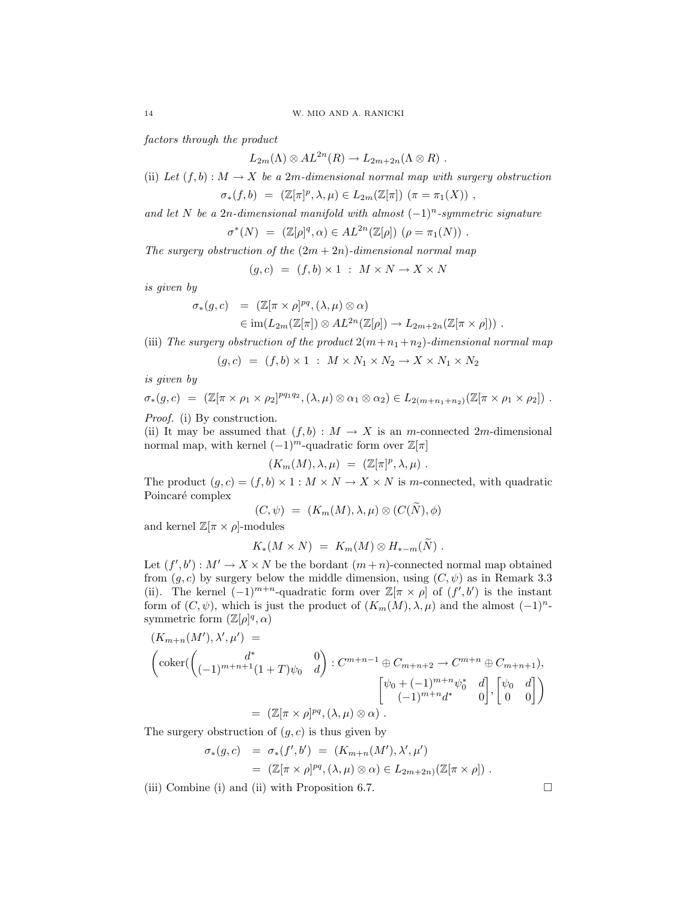*factors through the product*

$$L_{2m}(\Lambda) \otimes AL^{2n}(R) \to L_{2m+2n}(\Lambda \otimes R) .$$

(ii) *Let $(f,b) : M \to X$ be a $2m$-dimensional normal map with surgery obstruction*

$$\sigma_*(f,b) \;=\; (\mathbb{Z}[\pi]^p, \lambda, \mu) \in L_{2m}(\mathbb{Z}[\pi]) \;\; (\pi = \pi_1(X)) ,$$

*and let $N$ be a $2n$-dimensional manifold with almost $(-1)^n$-symmetric signature*

$$\sigma^*(N) \;=\; (\mathbb{Z}[\rho]^q, \alpha) \in AL^{2n}(\mathbb{Z}[\rho]) \;\; (\rho = \pi_1(N)) .$$

*The surgery obstruction of the $(2m+2n)$-dimensional normal map*

$$(g,c) \;=\; (f,b) \times 1 \;:\; M \times N \to X \times N$$

*is given by*

$$\begin{aligned} \sigma_*(g,c) \;&=\; (\mathbb{Z}[\pi \times \rho]^{pq}, (\lambda, \mu) \otimes \alpha) \\ &\in \mathrm{im}(L_{2m}(\mathbb{Z}[\pi]) \otimes AL^{2n}(\mathbb{Z}[\rho]) \to L_{2m+2n}(\mathbb{Z}[\pi \times \rho])) . \end{aligned}$$

(iii) *The surgery obstruction of the product $2(m+n_1+n_2)$-dimensional normal map*

$$(g,c) \;=\; (f,b) \times 1 \;:\; M \times N_1 \times N_2 \to X \times N_1 \times N_2$$

*is given by*

$$\sigma_*(g,c) \;=\; (\mathbb{Z}[\pi \times \rho_1 \times \rho_2]^{pq_1q_2}, (\lambda, \mu) \otimes \alpha_1 \otimes \alpha_2) \in L_{2(m+n_1+n_2)}(\mathbb{Z}[\pi \times \rho_1 \times \rho_2]) .$$

*Proof.* (i) By construction.
(ii) It may be assumed that $(f,b) : M \to X$ is an $m$-connected $2m$-dimensional normal map, with kernel $(-1)^m$-quadratic form over $\mathbb{Z}[\pi]$

$$(K_m(M), \lambda, \mu) \;=\; (\mathbb{Z}[\pi]^p, \lambda, \mu) .$$

The product $(g,c) = (f,b) \times 1 : M \times N \to X \times N$ is $m$-connected, with quadratic Poincaré complex

$$(C, \psi) \;=\; (K_m(M), \lambda, \mu) \otimes (C(\widetilde{N}), \phi)$$

and kernel $\mathbb{Z}[\pi \times \rho]$-modules

$$K_*(M \times N) \;=\; K_m(M) \otimes H_{*-m}(\widetilde{N}) .$$

Let $(f',b') : M' \to X \times N$ be the bordant $(m+n)$-connected normal map obtained from $(g,c)$ by surgery below the middle dimension, using $(C, \psi)$ as in Remark 3.3 (ii). The kernel $(-1)^{m+n}$-quadratic form over $\mathbb{Z}[\pi \times \rho]$ of $(f',b')$ is the instant form of $(C, \psi)$, which is just the product of $(K_m(M), \lambda, \mu)$ and the almost $(-1)^n$-symmetric form $(\mathbb{Z}[\rho]^q, \alpha)$

$$\begin{aligned} &(K_{m+n}(M'), \lambda', \mu') \;= \\ &\left( \mathrm{coker}\left( \begin{pmatrix} d^* & 0 \\ (-1)^{m+n+1}(1+T)\psi_0 & d \end{pmatrix} : C^{m+n-1} \oplus C_{m+n+2} \to C^{m+n} \oplus C_{m+n+1} \right), \right. \\ &\qquad\qquad\qquad \left. \begin{bmatrix} \psi_0 + (-1)^{m+n}\psi_0^* & d \\ (-1)^{m+n} d^* & 0 \end{bmatrix}, \begin{bmatrix} \psi_0 & d \\ 0 & 0 \end{bmatrix} \right) \\ &\qquad =\; (\mathbb{Z}[\pi \times \rho]^{pq}, (\lambda, \mu) \otimes \alpha) . \end{aligned}$$

The surgery obstruction of $(g,c)$ is thus given by

$$\begin{aligned} \sigma_*(g,c) \;&=\; \sigma_*(f',b') \;=\; (K_{m+n}(M'), \lambda', \mu') \\ &=\; (\mathbb{Z}[\pi \times \rho]^{pq}, (\lambda, \mu) \otimes \alpha) \in L_{2m+2n)}(\mathbb{Z}[\pi \times \rho]) . \end{aligned}$$

(iii) Combine (i) and (ii) with Proposition 6.7. $\square$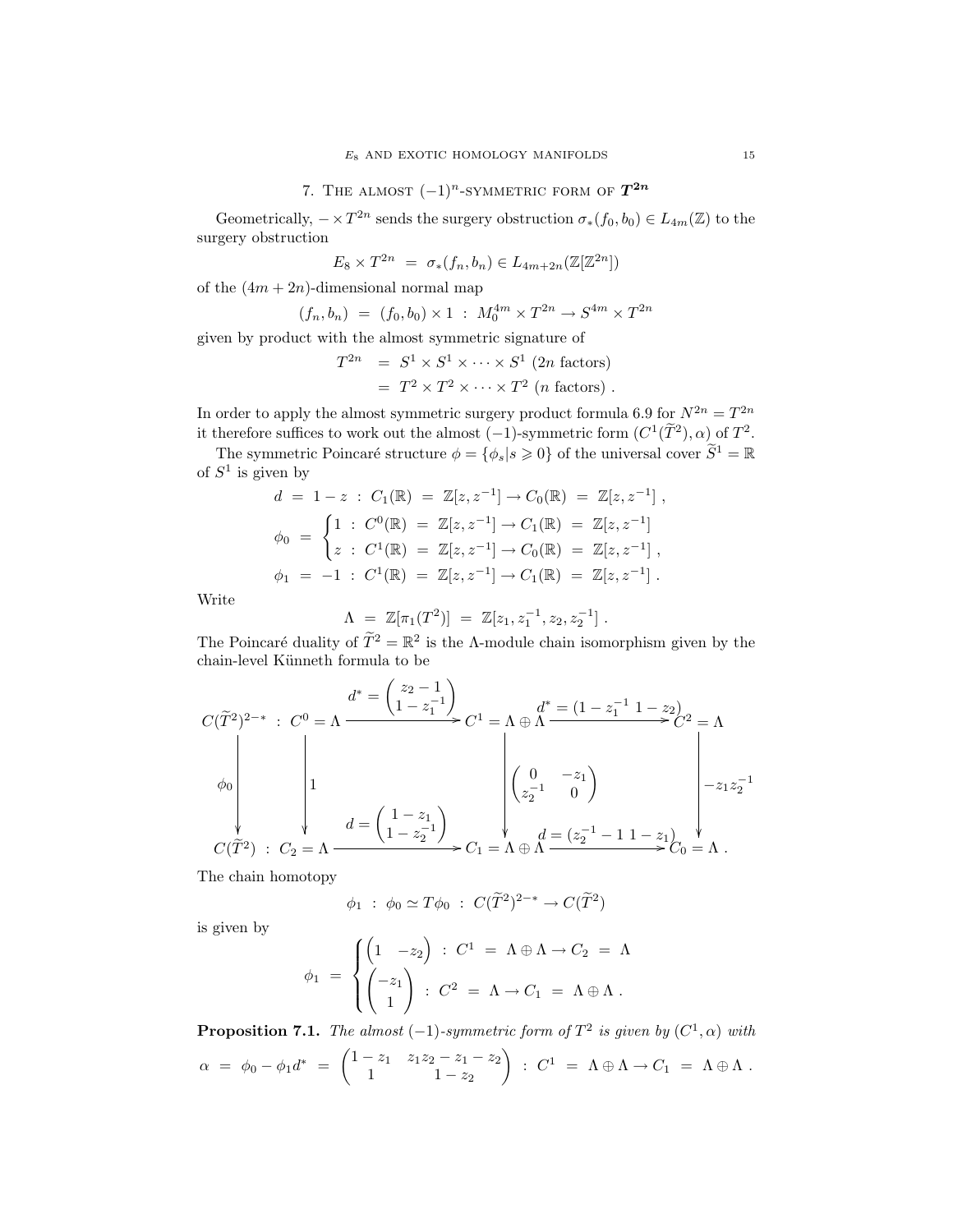## 7. The almost $(-1)^n$-symmetric form of $T^{2n}$

Geometrically, $- \times T^{2n}$ sends the surgery obstruction $\sigma_*(f_0, b_0) \in L_{4m}(\mathbb{Z})$ to the surgery obstruction

$$E_8 \times T^{2n} \;=\; \sigma_*(f_n, b_n) \in L_{4m+2n}(\mathbb{Z}[\mathbb{Z}^{2n}])$$

of the $(4m+2n)$-dimensional normal map

$$(f_n, b_n) \;=\; (f_0, b_0) \times 1 \;:\; M_0^{4m} \times T^{2n} \to S^{4m} \times T^{2n}$$

given by product with the almost symmetric signature of

$$\begin{aligned} T^{2n} \;&=\; S^1 \times S^1 \times \cdots \times S^1 \text{ ($2n$ factors)} \\ &=\; T^2 \times T^2 \times \cdots \times T^2 \text{ ($n$ factors)} . \end{aligned}$$

In order to apply the almost symmetric surgery product formula 6.9 for $N^{2n} = T^{2n}$ it therefore suffices to work out the almost $(-1)$-symmetric form $(C^1(\widetilde{T}^2), \alpha)$ of $T^2$.

The symmetric Poincaré structure $\phi = \{\phi_s | s \geqslant 0\}$ of the universal cover $\widetilde{S}^1 = \mathbb{R}$ of $S^1$ is given by

$$\begin{aligned} d \;&=\; 1 - z \;:\; C_1(\mathbb{R}) \;=\; \mathbb{Z}[z, z^{-1}] \to C_0(\mathbb{R}) \;=\; \mathbb{Z}[z, z^{-1}] \;, \\ \phi_0 \;&=\; \begin{cases} 1 \;:\; C^0(\mathbb{R}) \;=\; \mathbb{Z}[z, z^{-1}] \to C_1(\mathbb{R}) \;=\; \mathbb{Z}[z, z^{-1}] \\ z \;:\; C^1(\mathbb{R}) \;=\; \mathbb{Z}[z, z^{-1}] \to C_0(\mathbb{R}) \;=\; \mathbb{Z}[z, z^{-1}] \;, \end{cases} \\ \phi_1 \;&=\; -1 \;:\; C^1(\mathbb{R}) \;=\; \mathbb{Z}[z, z^{-1}] \to C_1(\mathbb{R}) \;=\; \mathbb{Z}[z, z^{-1}] \;. \end{aligned}$$

Write

$$\Lambda \;=\; \mathbb{Z}[\pi_1(T^2)] \;=\; \mathbb{Z}[z_1, z_1^{-1}, z_2, z_2^{-1}] \;.$$

The Poincaré duality of $\widetilde{T}^2 = \mathbb{R}^2$ is the $\Lambda$-module chain isomorphism given by the chain-level Künneth formula to be

$$\begin{array}{ccccccc}
C(\widetilde{T}^2)^{2-*} \;:\; C^0 = \Lambda & \xrightarrow{d^* = \begin{pmatrix} z_2 - 1 \\ 1 - z_1^{-1} \end{pmatrix}} & C^1 = \Lambda \oplus \Lambda & \xrightarrow{d^* = (1 - z_1^{-1} \;\; 1 - z_2)} & C^2 = \Lambda \\
\phi_0 \Big\downarrow \qquad\qquad \Big\downarrow 1 & & \Big\downarrow \begin{pmatrix} 0 & -z_1 \\ z_2^{-1} & 0 \end{pmatrix} & & \Big\downarrow -z_1 z_2^{-1} \\
C(\widetilde{T}^2) \;:\; C_2 = \Lambda & \xrightarrow{d = \begin{pmatrix} 1 - z_1 \\ 1 - z_2^{-1} \end{pmatrix}} & C_1 = \Lambda \oplus \Lambda & \xrightarrow{d = (z_2^{-1} - 1 \;\; 1 - z_1)} & C_0 = \Lambda \;.
\end{array}$$

The chain homotopy

$$\phi_1 \;:\; \phi_0 \simeq T\phi_0 \;:\; C(\widetilde{T}^2)^{2-*} \to C(\widetilde{T}^2)$$

is given by

$$\phi_1 \;=\; \begin{cases} \begin{pmatrix} 1 & -z_2 \end{pmatrix} \;:\; C^1 \;=\; \Lambda \oplus \Lambda \to C_2 \;=\; \Lambda \\ \begin{pmatrix} -z_1 \\ 1 \end{pmatrix} \;:\; C^2 \;=\; \Lambda \to C_1 \;=\; \Lambda \oplus \Lambda \;. \end{cases}$$

**Proposition 7.1.** *The almost $(-1)$-symmetric form of $T^2$ is given by $(C^1, \alpha)$ with*

$$\alpha \;=\; \phi_0 - \phi_1 d^* \;=\; \begin{pmatrix} 1 - z_1 & z_1 z_2 - z_1 - z_2 \\ 1 & 1 - z_2 \end{pmatrix} \;:\; C^1 \;=\; \Lambda \oplus \Lambda \to C_1 \;=\; \Lambda \oplus \Lambda \;.$$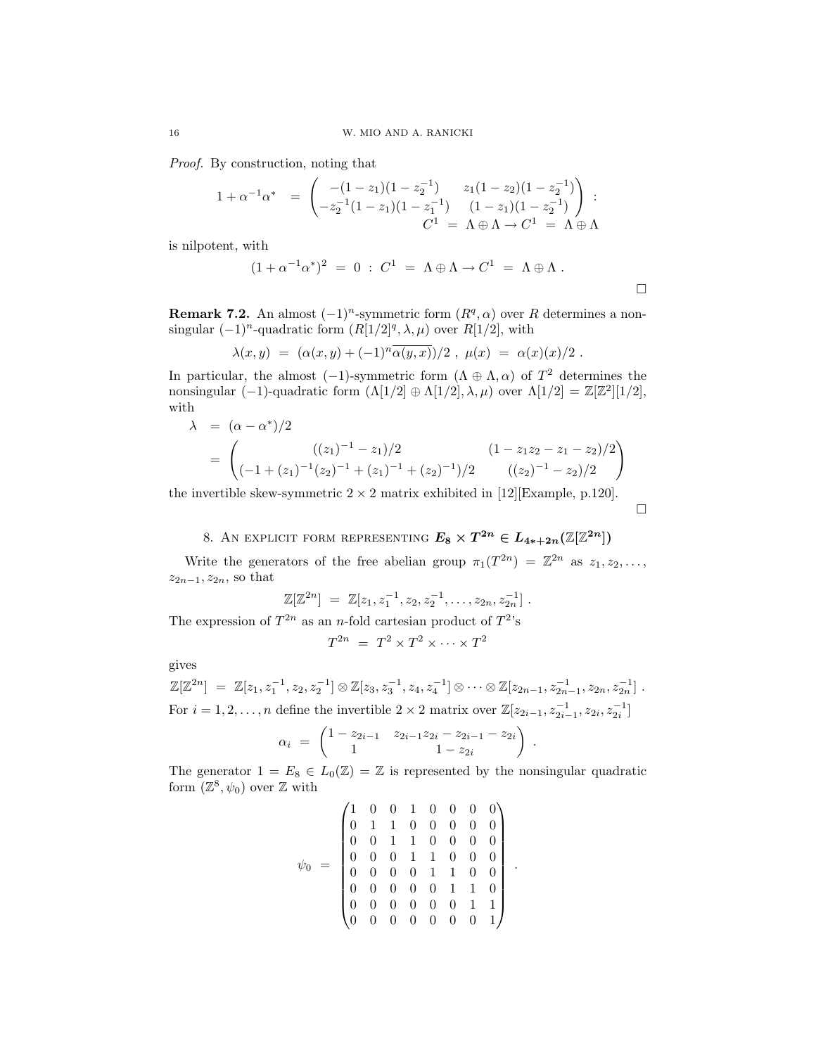*Proof.* By construction, noting that

$$1 + \alpha^{-1}\alpha^* \;=\; \begin{pmatrix} -(1-z_1)(1-z_2^{-1}) & z_1(1-z_2)(1-z_2^{-1}) \\ -z_2^{-1}(1-z_1)(1-z_1^{-1}) & (1-z_1)(1-z_2^{-1}) \end{pmatrix} : C^1 \;=\; \Lambda \oplus \Lambda \to C^1 \;=\; \Lambda \oplus \Lambda$$

is nilpotent, with

$$(1 + \alpha^{-1}\alpha^*)^2 \;=\; 0 \;:\; C^1 \;=\; \Lambda \oplus \Lambda \to C^1 \;=\; \Lambda \oplus \Lambda \;.$$

□

**Remark 7.2.** An almost $(-1)^n$-symmetric form $(R^q, \alpha)$ over $R$ determines a nonsingular $(-1)^n$-quadratic form $(R[1/2]^q, \lambda, \mu)$ over $R[1/2]$, with

$$\lambda(x,y) \;=\; (\alpha(x,y) + (-1)^n\overline{\alpha(y,x)})/2 \;,\; \mu(x) \;=\; \alpha(x)(x)/2 \;.$$

In particular, the almost $(-1)$-symmetric form $(\Lambda \oplus \Lambda, \alpha)$ of $T^2$ determines the nonsingular $(-1)$-quadratic form $(\Lambda[1/2] \oplus \Lambda[1/2], \lambda, \mu)$ over $\Lambda[1/2] = \mathbb{Z}[\mathbb{Z}^2][1/2]$, with

$$\begin{aligned} \lambda \;&=\; (\alpha - \alpha^*)/2 \\ &=\; \begin{pmatrix} ((z_1)^{-1} - z_1)/2 & (1 - z_1 z_2 - z_1 - z_2)/2 \\ (-1 + (z_1)^{-1}(z_2)^{-1} + (z_1)^{-1} + (z_2)^{-1})/2 & ((z_2)^{-1} - z_2)/2 \end{pmatrix} \end{aligned}$$

the invertible skew-symmetric $2 \times 2$ matrix exhibited in [12][Example, p.120].

□

## 8. An explicit form representing $E_8 \times T^{2n} \in L_{4*+2n}(\mathbb{Z}[\mathbb{Z}^{2n}])$

Write the generators of the free abelian group $\pi_1(T^{2n}) = \mathbb{Z}^{2n}$ as $z_1, z_2, \ldots, z_{2n-1}, z_{2n}$, so that

$$\mathbb{Z}[\mathbb{Z}^{2n}] \;=\; \mathbb{Z}[z_1, z_1^{-1}, z_2, z_2^{-1}, \ldots, z_{2n}, z_{2n}^{-1}] \;.$$

The expression of $T^{2n}$ as an $n$-fold cartesian product of $T^2$'s

$$T^{2n} \;=\; T^2 \times T^2 \times \cdots \times T^2$$

gives

$$\mathbb{Z}[\mathbb{Z}^{2n}] \;=\; \mathbb{Z}[z_1, z_1^{-1}, z_2, z_2^{-1}] \otimes \mathbb{Z}[z_3, z_3^{-1}, z_4, z_4^{-1}] \otimes \cdots \otimes \mathbb{Z}[z_{2n-1}, z_{2n-1}^{-1}, z_{2n}, z_{2n}^{-1}] \;.$$

For $i = 1, 2, \ldots, n$ define the invertible $2 \times 2$ matrix over $\mathbb{Z}[z_{2i-1}, z_{2i-1}^{-1}, z_{2i}, z_{2i}^{-1}]$

$$\alpha_i \;=\; \begin{pmatrix} 1 - z_{2i-1} & z_{2i-1}z_{2i} - z_{2i-1} - z_{2i} \\ 1 & 1 - z_{2i} \end{pmatrix} \;.$$

The generator $1 = E_8 \in L_0(\mathbb{Z}) = \mathbb{Z}$ is represented by the nonsingular quadratic form $(\mathbb{Z}^8, \psi_0)$ over $\mathbb{Z}$ with

$$\psi_0 \;=\; \begin{pmatrix} 1 & 0 & 0 & 1 & 0 & 0 & 0 & 0 \\ 0 & 1 & 1 & 0 & 0 & 0 & 0 & 0 \\ 0 & 0 & 1 & 1 & 0 & 0 & 0 & 0 \\ 0 & 0 & 0 & 1 & 1 & 0 & 0 & 0 \\ 0 & 0 & 0 & 0 & 1 & 1 & 0 & 0 \\ 0 & 0 & 0 & 0 & 0 & 1 & 1 & 0 \\ 0 & 0 & 0 & 0 & 0 & 0 & 1 & 1 \\ 0 & 0 & 0 & 0 & 0 & 0 & 0 & 1 \end{pmatrix} \;.$$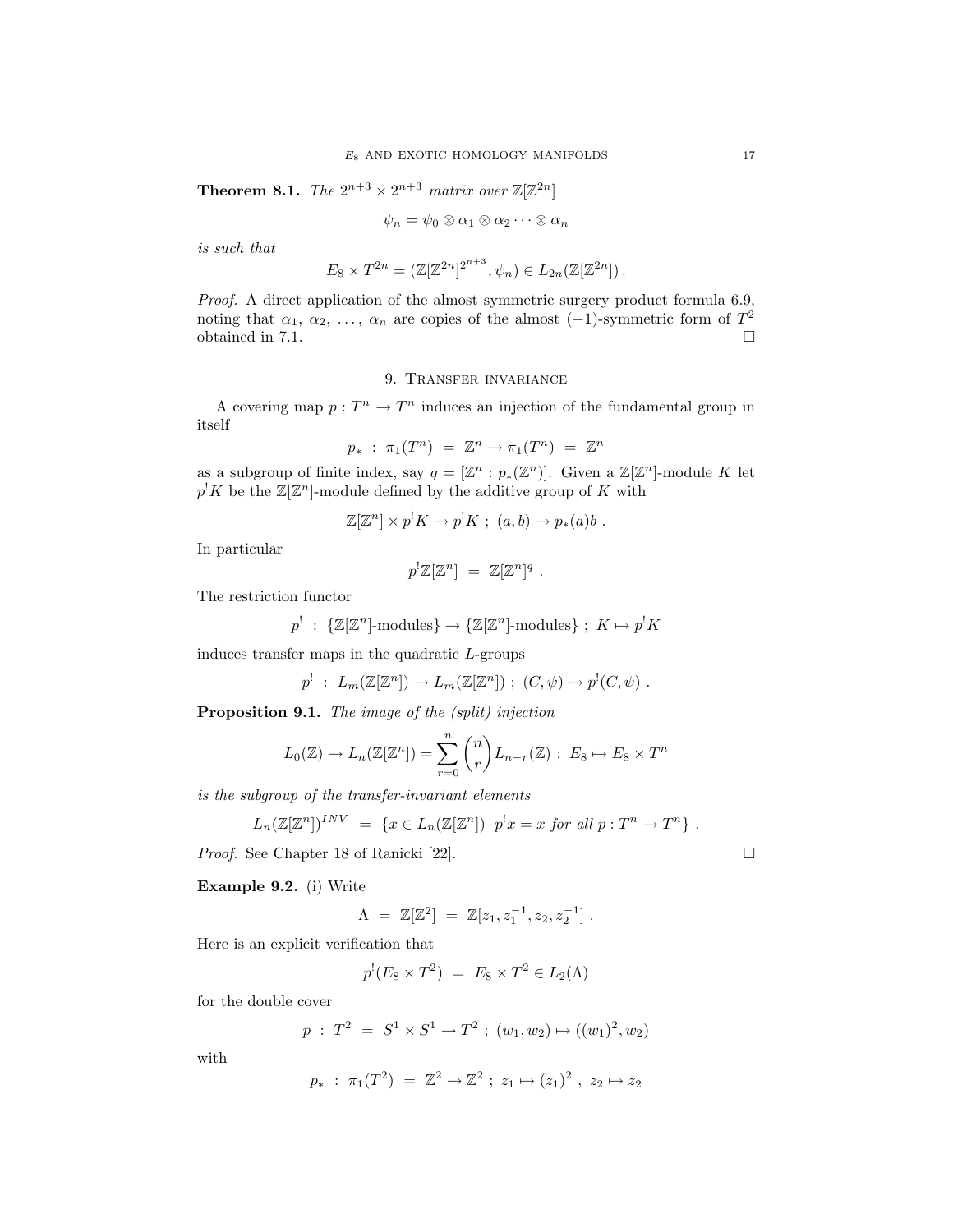**Theorem 8.1.** *The $2^{n+3} \times 2^{n+3}$ matrix over $\mathbb{Z}[\mathbb{Z}^{2n}]$*

$$\psi_n = \psi_0 \otimes \alpha_1 \otimes \alpha_2 \cdots \otimes \alpha_n$$

*is such that*

$$E_8 \times T^{2n} = (\mathbb{Z}[\mathbb{Z}^{2n}]^{2^{n+3}}, \psi_n) \in L_{2n}(\mathbb{Z}[\mathbb{Z}^{2n}]) .$$

*Proof.* A direct application of the almost symmetric surgery product formula 6.9, noting that $\alpha_1, \alpha_2, \ldots, \alpha_n$ are copies of the almost $(-1)$-symmetric form of $T^2$ obtained in 7.1. □

## 9. Transfer invariance

A covering map $p : T^n \to T^n$ induces an injection of the fundamental group in itself

$$p_* \ : \ \pi_1(T^n) \ = \ \mathbb{Z}^n \to \pi_1(T^n) \ = \ \mathbb{Z}^n$$

as a subgroup of finite index, say $q = [\mathbb{Z}^n : p_*(\mathbb{Z}^n)]$. Given a $\mathbb{Z}[\mathbb{Z}^n]$-module $K$ let $p^! K$ be the $\mathbb{Z}[\mathbb{Z}^n]$-module defined by the additive group of $K$ with

$$\mathbb{Z}[\mathbb{Z}^n] \times p^! K \to p^! K \ ; \ (a, b) \mapsto p_*(a) b \ .$$

In particular

$$p^! \mathbb{Z}[\mathbb{Z}^n] \ = \ \mathbb{Z}[\mathbb{Z}^n]^q \ .$$

The restriction functor

$$p^! \ : \ \{\mathbb{Z}[\mathbb{Z}^n]\text{-modules}\} \to \{\mathbb{Z}[\mathbb{Z}^n]\text{-modules}\} \ ; \ K \mapsto p^! K$$

induces transfer maps in the quadratic $L$-groups

$$p^! \ : \ L_m(\mathbb{Z}[\mathbb{Z}^n]) \to L_m(\mathbb{Z}[\mathbb{Z}^n]) \ ; \ (C, \psi) \mapsto p^!(C, \psi) \ .$$

**Proposition 9.1.** *The image of the (split) injection*

$$L_0(\mathbb{Z}) \to L_n(\mathbb{Z}[\mathbb{Z}^n]) = \sum_{r=0}^{n} \binom{n}{r} L_{n-r}(\mathbb{Z}) \ ; \ E_8 \mapsto E_8 \times T^n$$

*is the subgroup of the transfer-invariant elements*

$$L_n(\mathbb{Z}[\mathbb{Z}^n])^{INV} \ = \ \{x \in L_n(\mathbb{Z}[\mathbb{Z}^n]) \,|\, p^! x = x \textit{ for all } p : T^n \to T^n\} \ .$$

*Proof.* See Chapter 18 of Ranicki [22]. □

**Example 9.2.** (i) Write

$$\Lambda \ = \ \mathbb{Z}[\mathbb{Z}^2] \ = \ \mathbb{Z}[z_1, z_1^{-1}, z_2, z_2^{-1}] \ .$$

Here is an explicit verification that

$$p^!(E_8 \times T^2) \ = \ E_8 \times T^2 \in L_2(\Lambda)$$

for the double cover

$$p \ : \ T^2 \ = \ S^1 \times S^1 \to T^2 \ ; \ (w_1, w_2) \mapsto ((w_1)^2, w_2)$$

with

$$p_* \ : \ \pi_1(T^2) \ = \ \mathbb{Z}^2 \to \mathbb{Z}^2 \ ; \ z_1 \mapsto (z_1)^2 \ , \ z_2 \mapsto z_2$$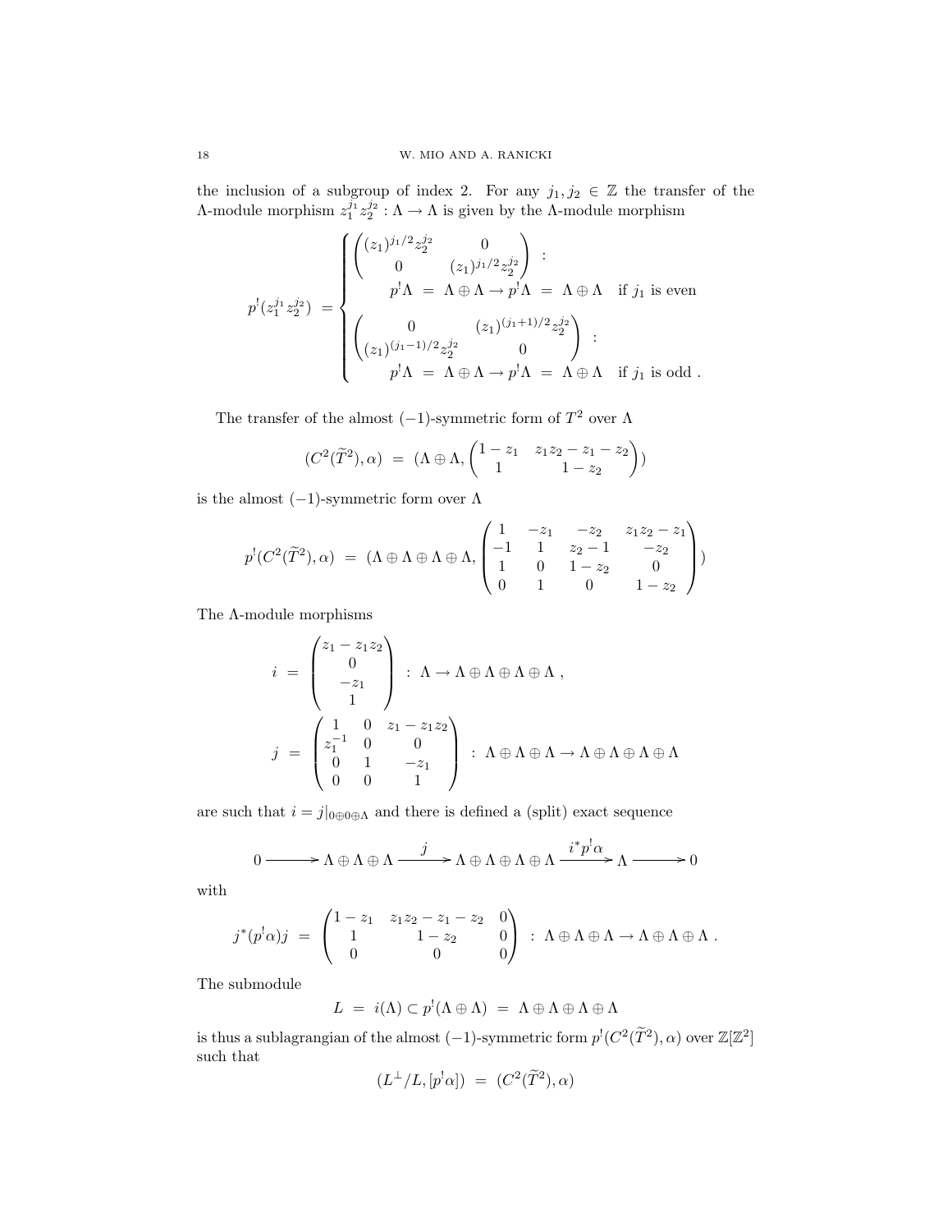the inclusion of a subgroup of index 2. For any $j_1, j_2 \in \mathbb{Z}$ the transfer of the $\Lambda$-module morphism $z_1^{j_1} z_2^{j_2} : \Lambda \to \Lambda$ is given by the $\Lambda$-module morphism

$$
p^!(z_1^{j_1} z_2^{j_2}) \;=\; \begin{cases} \begin{pmatrix} (z_1)^{j_1/2} z_2^{j_2} & 0 \\ 0 & (z_1)^{j_1/2} z_2^{j_2} \end{pmatrix} \;: \\ \qquad p^!\Lambda \;=\; \Lambda \oplus \Lambda \to p^!\Lambda \;=\; \Lambda \oplus \Lambda \quad \text{if } j_1 \text{ is even} \\ \begin{pmatrix} 0 & (z_1)^{(j_1+1)/2} z_2^{j_2} \\ (z_1)^{(j_1-1)/2} z_2^{j_2} & 0 \end{pmatrix} \;: \\ \qquad p^!\Lambda \;=\; \Lambda \oplus \Lambda \to p^!\Lambda \;=\; \Lambda \oplus \Lambda \quad \text{if } j_1 \text{ is odd .} \end{cases}
$$

The transfer of the almost $(-1)$-symmetric form of $T^2$ over $\Lambda$

$$
(C^2(\widetilde{T}^2), \alpha) \;=\; (\Lambda \oplus \Lambda, \begin{pmatrix} 1 - z_1 & z_1 z_2 - z_1 - z_2 \\ 1 & 1 - z_2 \end{pmatrix})
$$

is the almost $(-1)$-symmetric form over $\Lambda$

$$
p^!(C^2(\widetilde{T}^2), \alpha) \;=\; (\Lambda \oplus \Lambda \oplus \Lambda \oplus \Lambda, \begin{pmatrix} 1 & -z_1 & -z_2 & z_1 z_2 - z_1 \\ -1 & 1 & z_2 - 1 & -z_2 \\ 1 & 0 & 1 - z_2 & 0 \\ 0 & 1 & 0 & 1 - z_2 \end{pmatrix})
$$

The $\Lambda$-module morphisms

$$
i \;=\; \begin{pmatrix} z_1 - z_1 z_2 \\ 0 \\ -z_1 \\ 1 \end{pmatrix} \;:\; \Lambda \to \Lambda \oplus \Lambda \oplus \Lambda \oplus \Lambda \;,
$$

$$
j \;=\; \begin{pmatrix} 1 & 0 & z_1 - z_1 z_2 \\ z_1^{-1} & 0 & 0 \\ 0 & 1 & -z_1 \\ 0 & 0 & 1 \end{pmatrix} \;:\; \Lambda \oplus \Lambda \oplus \Lambda \to \Lambda \oplus \Lambda \oplus \Lambda \oplus \Lambda
$$

are such that $i = j|_{0 \oplus 0 \oplus \Lambda}$ and there is defined a (split) exact sequence

$$
0 \longrightarrow \Lambda \oplus \Lambda \oplus \Lambda \xrightarrow{\;\; j \;\;} \Lambda \oplus \Lambda \oplus \Lambda \oplus \Lambda \xrightarrow{\;\; i^* p^! \alpha \;\;} \Lambda \longrightarrow 0
$$

with

$$
j^*(p^!\alpha) j \;=\; \begin{pmatrix} 1 - z_1 & z_1 z_2 - z_1 - z_2 & 0 \\ 1 & 1 - z_2 & 0 \\ 0 & 0 & 0 \end{pmatrix} \;:\; \Lambda \oplus \Lambda \oplus \Lambda \to \Lambda \oplus \Lambda \oplus \Lambda \;.
$$

The submodule

$$
L \;=\; i(\Lambda) \subset p^!(\Lambda \oplus \Lambda) \;=\; \Lambda \oplus \Lambda \oplus \Lambda \oplus \Lambda
$$

is thus a sublagrangian of the almost $(-1)$-symmetric form $p^!(C^2(\widetilde{T}^2), \alpha)$ over $\mathbb{Z}[\mathbb{Z}^2]$ such that

$$
(L^{\perp}/L, [p^!\alpha]) \;=\; (C^2(\widetilde{T}^2), \alpha)
$$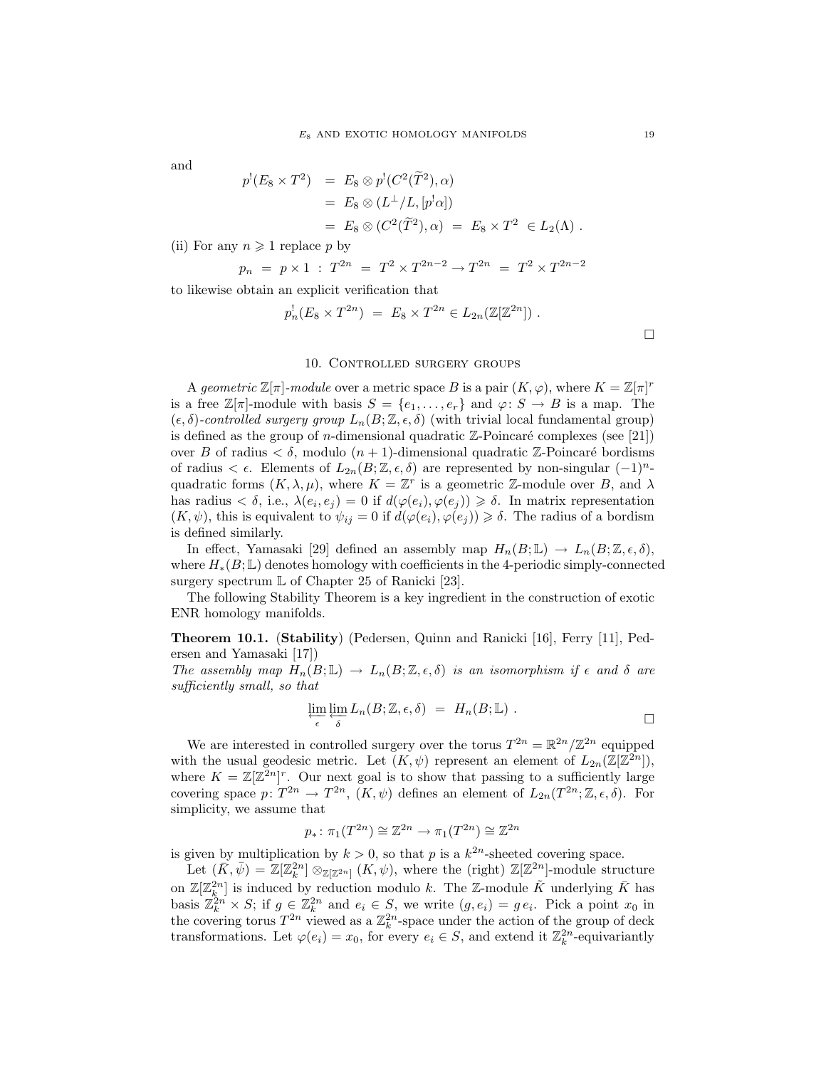and

$$
\begin{aligned}
p^!(E_8 \times T^2) &= E_8 \otimes p^!(C^2(\widetilde{T}^2), \alpha) \\
&= E_8 \otimes (L^\perp/L, [p^!\alpha]) \\
&= E_8 \otimes (C^2(\widetilde{T}^2), \alpha) \;=\; E_8 \times T^2 \;\in L_2(\Lambda) \; .
\end{aligned}
$$

(ii) For any $n \geqslant 1$ replace $p$ by

$$
p_n \;=\; p \times 1 \;:\; T^{2n} \;=\; T^2 \times T^{2n-2} \to T^{2n} \;=\; T^2 \times T^{2n-2}
$$

to likewise obtain an explicit verification that

$$
p_n^!(E_8 \times T^{2n}) \;=\; E_8 \times T^{2n} \in L_{2n}(\mathbb{Z}[\mathbb{Z}^{2n}]) \; .
$$

□

## 10. Controlled surgery groups

A *geometric* $\mathbb{Z}[\pi]$*-module* over a metric space $B$ is a pair $(K, \varphi)$, where $K = \mathbb{Z}[\pi]^r$ is a free $\mathbb{Z}[\pi]$-module with basis $S = \{e_1, \ldots, e_r\}$ and $\varphi \colon S \to B$ is a map. The $(\epsilon, \delta)$*-controlled surgery group* $L_n(B; \mathbb{Z}, \epsilon, \delta)$ (with trivial local fundamental group) is defined as the group of $n$-dimensional quadratic $\mathbb{Z}$-Poincaré complexes (see [21]) over $B$ of radius $< \delta$, modulo $(n+1)$-dimensional quadratic $\mathbb{Z}$-Poincaré bordisms of radius $< \epsilon$. Elements of $L_{2n}(B; \mathbb{Z}, \epsilon, \delta)$ are represented by non-singular $(-1)^n$-quadratic forms $(K, \lambda, \mu)$, where $K = \mathbb{Z}^r$ is a geometric $\mathbb{Z}$-module over $B$, and $\lambda$ has radius $< \delta$, i.e., $\lambda(e_i, e_j) = 0$ if $d(\varphi(e_i), \varphi(e_j)) \geqslant \delta$. In matrix representation $(K, \psi)$, this is equivalent to $\psi_{ij} = 0$ if $d(\varphi(e_i), \varphi(e_j)) \geqslant \delta$. The radius of a bordism is defined similarly.

In effect, Yamasaki [29] defined an assembly map $H_n(B; \mathbb{L}) \to L_n(B; \mathbb{Z}, \epsilon, \delta)$, where $H_*(B; \mathbb{L})$ denotes homology with coefficients in the 4-periodic simply-connected surgery spectrum $\mathbb{L}$ of Chapter 25 of Ranicki [23].

The following Stability Theorem is a key ingredient in the construction of exotic ENR homology manifolds.

**Theorem 10.1.** (**Stability**) (Pedersen, Quinn and Ranicki [16], Ferry [11], Pedersen and Yamasaki [17])
*The assembly map $H_n(B; \mathbb{L}) \to L_n(B; \mathbb{Z}, \epsilon, \delta)$ is an isomorphism if $\epsilon$ and $\delta$ are sufficiently small, so that*

$$
\varprojlim_{\epsilon} \varprojlim_{\delta} L_n(B; \mathbb{Z}, \epsilon, \delta) \;=\; H_n(B; \mathbb{L}) \; .
$$

□

We are interested in controlled surgery over the torus $T^{2n} = \mathbb{R}^{2n}/\mathbb{Z}^{2n}$ equipped with the usual geodesic metric. Let $(K, \psi)$ represent an element of $L_{2n}(\mathbb{Z}[\mathbb{Z}^{2n}])$, where $K = \mathbb{Z}[\mathbb{Z}^{2n}]^r$. Our next goal is to show that passing to a sufficiently large covering space $p \colon T^{2n} \to T^{2n}$, $(K, \psi)$ defines an element of $L_{2n}(T^{2n}; \mathbb{Z}, \epsilon, \delta)$. For simplicity, we assume that

$$
p_* \colon \pi_1(T^{2n}) \cong \mathbb{Z}^{2n} \to \pi_1(T^{2n}) \cong \mathbb{Z}^{2n}
$$

is given by multiplication by $k > 0$, so that $p$ is a $k^{2n}$-sheeted covering space.

Let $(\bar{K}, \bar{\psi}) = \mathbb{Z}[\mathbb{Z}_k^{2n}] \otimes_{\mathbb{Z}[\mathbb{Z}^{2n}]} (K, \psi)$, where the (right) $\mathbb{Z}[\mathbb{Z}^{2n}]$-module structure on $\mathbb{Z}[\mathbb{Z}_k^{2n}]$ is induced by reduction modulo $k$. The $\mathbb{Z}$-module $\tilde{K}$ underlying $\bar{K}$ has basis $\mathbb{Z}_k^{2n} \times S$; if $g \in \mathbb{Z}_k^{2n}$ and $e_i \in S$, we write $(g, e_i) = g\,e_i$. Pick a point $x_0$ in the covering torus $T^{2n}$ viewed as a $\mathbb{Z}_k^{2n}$-space under the action of the group of deck transformations. Let $\varphi(e_i) = x_0$, for every $e_i \in S$, and extend it $\mathbb{Z}_k^{2n}$-equivariantly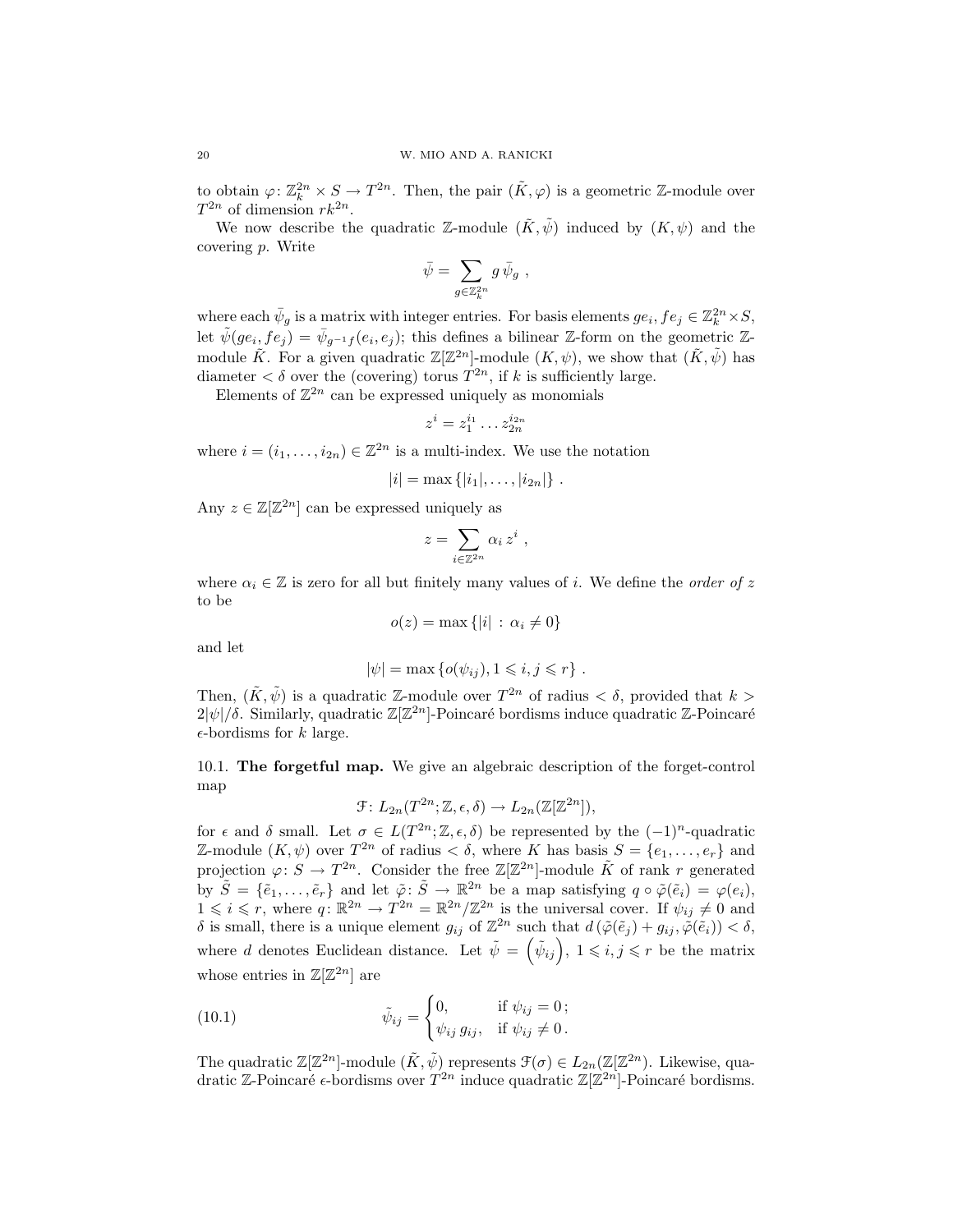to obtain $\varphi\colon \mathbb{Z}_k^{2n} \times S \to T^{2n}$. Then, the pair $(\tilde{K}, \varphi)$ is a geometric $\mathbb{Z}$-module over $T^{2n}$ of dimension $rk^{2n}$.

We now describe the quadratic $\mathbb{Z}$-module $(\tilde{K}, \tilde{\psi})$ induced by $(K, \psi)$ and the covering $p$. Write

$$\bar{\psi} = \sum_{g \in \mathbb{Z}_k^{2n}} g\, \bar{\psi}_g \ ,$$

where each $\bar{\psi}_g$ is a matrix with integer entries. For basis elements $ge_i, fe_j \in \mathbb{Z}_k^{2n} \times S$, let $\tilde{\psi}(ge_i, fe_j) = \bar{\psi}_{g^{-1}f}(e_i, e_j)$; this defines a bilinear $\mathbb{Z}$-form on the geometric $\mathbb{Z}$-module $\tilde{K}$. For a given quadratic $\mathbb{Z}[\mathbb{Z}^{2n}]$-module $(K, \psi)$, we show that $(\tilde{K}, \tilde{\psi})$ has diameter $< \delta$ over the (covering) torus $T^{2n}$, if $k$ is sufficiently large.

Elements of $\mathbb{Z}^{2n}$ can be expressed uniquely as monomials

$$z^i = z_1^{i_1} \dots z_{2n}^{i_{2n}}$$

where $i = (i_1, \dots, i_{2n}) \in \mathbb{Z}^{2n}$ is a multi-index. We use the notation

$$|i| = \max\{|i_1|, \dots, |i_{2n}|\} \ .$$

Any $z \in \mathbb{Z}[\mathbb{Z}^{2n}]$ can be expressed uniquely as

$$z = \sum_{i \in \mathbb{Z}^{2n}} \alpha_i\, z^i \ ,$$

where $\alpha_i \in \mathbb{Z}$ is zero for all but finitely many values of $i$. We define the *order of* $z$ to be

$$o(z) = \max\{|i| \,:\, \alpha_i \neq 0\}$$

and let

$$|\psi| = \max\{o(\psi_{ij}), 1 \leqslant i, j \leqslant r\} \ .$$

Then, $(\tilde{K}, \tilde{\psi})$ is a quadratic $\mathbb{Z}$-module over $T^{2n}$ of radius $< \delta$, provided that $k > 2|\psi|/\delta$. Similarly, quadratic $\mathbb{Z}[\mathbb{Z}^{2n}]$-Poincaré bordisms induce quadratic $\mathbb{Z}$-Poincaré $\epsilon$-bordisms for $k$ large.

10.1. **The forgetful map.** We give an algebraic description of the forget-control map

$$\mathcal{F}\colon L_{2n}(T^{2n}; \mathbb{Z}, \epsilon, \delta) \to L_{2n}(\mathbb{Z}[\mathbb{Z}^{2n}]),$$

for $\epsilon$ and $\delta$ small. Let $\sigma \in L(T^{2n}; \mathbb{Z}, \epsilon, \delta)$ be represented by the $(-1)^n$-quadratic $\mathbb{Z}$-module $(K, \psi)$ over $T^{2n}$ of radius $< \delta$, where $K$ has basis $S = \{e_1, \dots, e_r\}$ and projection $\varphi\colon S \to T^{2n}$. Consider the free $\mathbb{Z}[\mathbb{Z}^{2n}]$-module $\tilde{K}$ of rank $r$ generated by $\tilde{S} = \{\tilde{e}_1, \dots, \tilde{e}_r\}$ and let $\tilde{\varphi}\colon \tilde{S} \to \mathbb{R}^{2n}$ be a map satisfying $q \circ \tilde{\varphi}(\tilde{e}_i) = \varphi(e_i)$, $1 \leqslant i \leqslant r$, where $q\colon \mathbb{R}^{2n} \to T^{2n} = \mathbb{R}^{2n}/\mathbb{Z}^{2n}$ is the universal cover. If $\psi_{ij} \neq 0$ and $\delta$ is small, there is a unique element $g_{ij}$ of $\mathbb{Z}^{2n}$ such that $d\left(\tilde{\varphi}(\tilde{e}_j) + g_{ij}, \tilde{\varphi}(\tilde{e}_i)\right) < \delta$, where $d$ denotes Euclidean distance. Let $\tilde{\psi} = \left(\tilde{\psi}_{ij}\right)$, $1 \leqslant i, j \leqslant r$ be the matrix whose entries in $\mathbb{Z}[\mathbb{Z}^{2n}]$ are

$$\tilde{\psi}_{ij} = \begin{cases} 0, & \text{if } \psi_{ij} = 0\,; \\ \psi_{ij}\, g_{ij}, & \text{if } \psi_{ij} \neq 0\,. \end{cases} \tag{10.1}$$

The quadratic $\mathbb{Z}[\mathbb{Z}^{2n}]$-module $(\tilde{K}, \tilde{\psi})$ represents $\mathcal{F}(\sigma) \in L_{2n}(\mathbb{Z}[\mathbb{Z}^{2n}])$. Likewise, quadratic $\mathbb{Z}$-Poincaré $\epsilon$-bordisms over $T^{2n}$ induce quadratic $\mathbb{Z}[\mathbb{Z}^{2n}]$-Poincaré bordisms.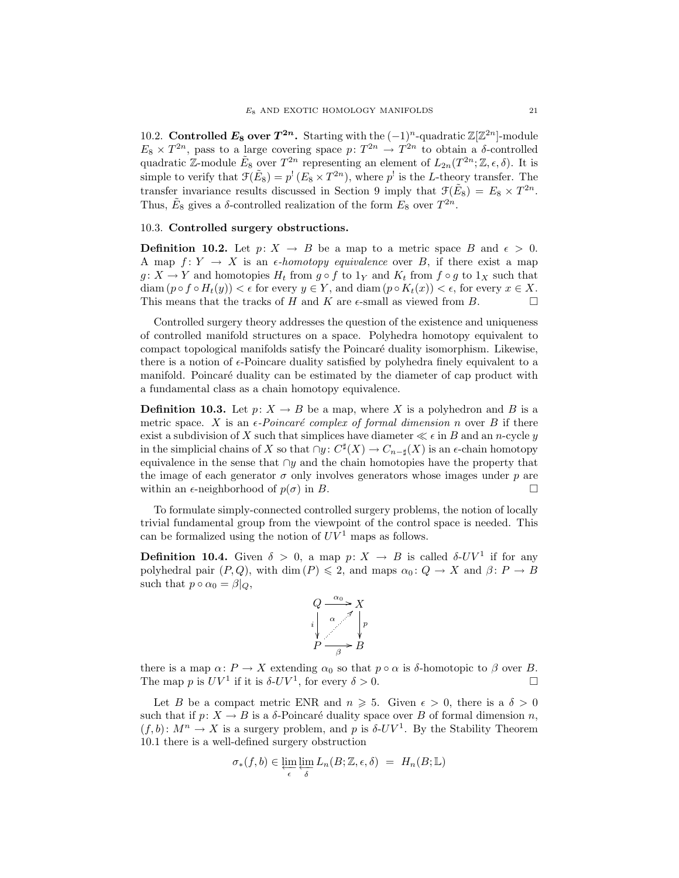10.2. **Controlled $E_8$ over $T^{2n}$.** Starting with the $(-1)^n$-quadratic $\mathbb{Z}[\mathbb{Z}^{2n}]$-module $E_8 \times T^{2n}$, pass to a large covering space $p\colon T^{2n} \to T^{2n}$ to obtain a $\delta$-controlled quadratic $\mathbb{Z}$-module $\tilde{E}_8$ over $T^{2n}$ representing an element of $L_{2n}(T^{2n}; \mathbb{Z}, \epsilon, \delta)$. It is simple to verify that $\mathcal{F}(\tilde{E}_8) = p^!\,(E_8 \times T^{2n})$, where $p^!$ is the $L$-theory transfer. The transfer invariance results discussed in Section 9 imply that $\mathcal{F}(\tilde{E}_8) = E_8 \times T^{2n}$. Thus, $\tilde{E}_8$ gives a $\delta$-controlled realization of the form $E_8$ over $T^{2n}$.

10.3. **Controlled surgery obstructions.**

**Definition 10.2.** Let $p\colon X \to B$ be a map to a metric space $B$ and $\epsilon > 0$. A map $f\colon Y \to X$ is an *$\epsilon$-homotopy equivalence* over $B$, if there exist a map $g\colon X \to Y$ and homotopies $H_t$ from $g \circ f$ to $1_Y$ and $K_t$ from $f \circ g$ to $1_X$ such that $\operatorname{diam}(p \circ f \circ H_t(y)) < \epsilon$ for every $y \in Y$, and $\operatorname{diam}(p \circ K_t(x)) < \epsilon$, for every $x \in X$. This means that the tracks of $H$ and $K$ are $\epsilon$-small as viewed from $B$. □

Controlled surgery theory addresses the question of the existence and uniqueness of controlled manifold structures on a space. Polyhedra homotopy equivalent to compact topological manifolds satisfy the Poincaré duality isomorphism. Likewise, there is a notion of $\epsilon$-Poincare duality satisfied by polyhedra finely equivalent to a manifold. Poincaré duality can be estimated by the diameter of cap product with a fundamental class as a chain homotopy equivalence.

**Definition 10.3.** Let $p\colon X \to B$ be a map, where $X$ is a polyhedron and $B$ is a metric space. $X$ is an *$\epsilon$-Poincaré complex of formal dimension $n$* over $B$ if there exist a subdivision of $X$ such that simplices have diameter $\ll \epsilon$ in $B$ and an $n$-cycle $y$ in the simplicial chains of $X$ so that $\cap y\colon C^\sharp(X) \to C_{n-\sharp}(X)$ is an $\epsilon$-chain homotopy equivalence in the sense that $\cap y$ and the chain homotopies have the property that the image of each generator $\sigma$ only involves generators whose images under $p$ are within an $\epsilon$-neighborhood of $p(\sigma)$ in $B$. □

To formulate simply-connected controlled surgery problems, the notion of locally trivial fundamental group from the viewpoint of the control space is needed. This can be formalized using the notion of $UV^1$ maps as follows.

**Definition 10.4.** Given $\delta > 0$, a map $p\colon X \to B$ is called *$\delta$-$UV^1$* if for any polyhedral pair $(P, Q)$, with $\dim(P) \leqslant 2$, and maps $\alpha_0\colon Q \to X$ and $\beta\colon P \to B$ such that $p \circ \alpha_0 = \beta|_Q$,

$$
\begin{array}{ccc}
Q & \xrightarrow{\alpha_0} & X \\
{\scriptstyle i}\downarrow & \overset{\alpha}{\nearrow} & \downarrow{\scriptstyle p} \\
P & \xrightarrow[\beta]{} & B
\end{array}
$$

there is a map $\alpha\colon P \to X$ extending $\alpha_0$ so that $p \circ \alpha$ is $\delta$-homotopic to $\beta$ over $B$. The map $p$ is $UV^1$ if it is $\delta$-$UV^1$, for every $\delta > 0$. □

Let $B$ be a compact metric ENR and $n \geqslant 5$. Given $\epsilon > 0$, there is a $\delta > 0$ such that if $p\colon X \to B$ is a $\delta$-Poincaré duality space over $B$ of formal dimension $n$, $(f, b)\colon M^n \to X$ is a surgery problem, and $p$ is $\delta$-$UV^1$. By the Stability Theorem 10.1 there is a well-defined surgery obstruction

$$\sigma_*(f, b) \in \varprojlim_{\epsilon} \varprojlim_{\delta} L_n(B; \mathbb{Z}, \epsilon, \delta) \;=\; H_n(B; \mathbb{L})$$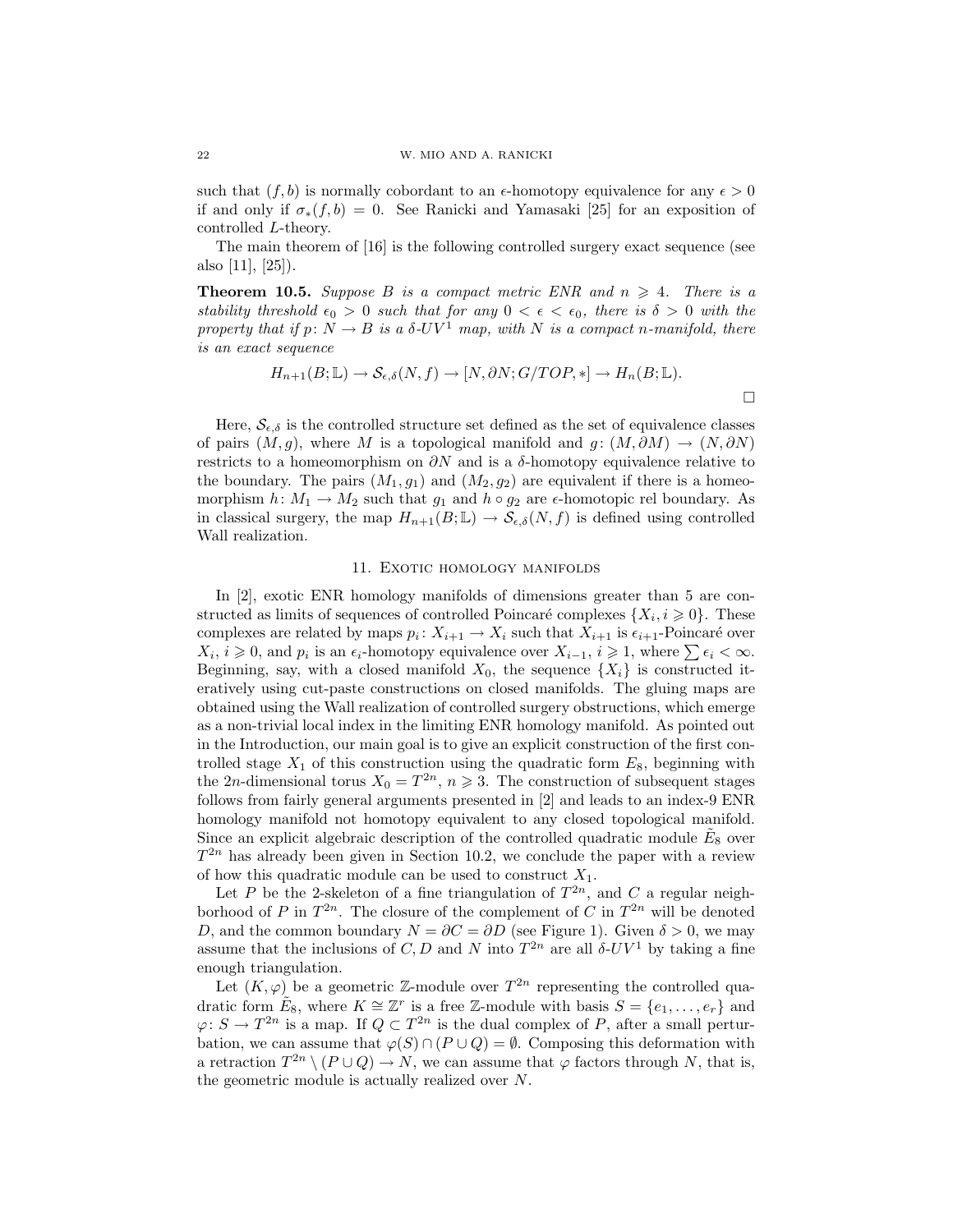such that $(f, b)$ is normally cobordant to an $\epsilon$-homotopy equivalence for any $\epsilon > 0$ if and only if $\sigma_*(f, b) = 0$. See Ranicki and Yamasaki [25] for an exposition of controlled $L$-theory.

The main theorem of [16] is the following controlled surgery exact sequence (see also [11], [25]).

**Theorem 10.5.** *Suppose $B$ is a compact metric ENR and $n \geqslant 4$. There is a stability threshold $\epsilon_0 > 0$ such that for any $0 < \epsilon < \epsilon_0$, there is $\delta > 0$ with the property that if $p \colon N \to B$ is a $\delta$-$UV^1$ map, with $N$ is a compact $n$-manifold, there is an exact sequence*

$$H_{n+1}(B; \mathbb{L}) \to \mathcal{S}_{\epsilon,\delta}(N, f) \to [N, \partial N; G/TOP, *] \to H_n(B; \mathbb{L}).$$

$\square$

Here, $\mathcal{S}_{\epsilon,\delta}$ is the controlled structure set defined as the set of equivalence classes of pairs $(M, g)$, where $M$ is a topological manifold and $g \colon (M, \partial M) \to (N, \partial N)$ restricts to a homeomorphism on $\partial N$ and is a $\delta$-homotopy equivalence relative to the boundary. The pairs $(M_1, g_1)$ and $(M_2, g_2)$ are equivalent if there is a homeomorphism $h \colon M_1 \to M_2$ such that $g_1$ and $h \circ g_2$ are $\epsilon$-homotopic rel boundary. As in classical surgery, the map $H_{n+1}(B; \mathbb{L}) \to \mathcal{S}_{\epsilon,\delta}(N, f)$ is defined using controlled Wall realization.

## 11. Exotic homology manifolds

In [2], exotic ENR homology manifolds of dimensions greater than 5 are constructed as limits of sequences of controlled Poincaré complexes $\{X_i, i \geqslant 0\}$. These complexes are related by maps $p_i \colon X_{i+1} \to X_i$ such that $X_{i+1}$ is $\epsilon_{i+1}$-Poincaré over $X_i$, $i \geqslant 0$, and $p_i$ is an $\epsilon_i$-homotopy equivalence over $X_{i-1}$, $i \geqslant 1$, where $\sum \epsilon_i < \infty$. Beginning, say, with a closed manifold $X_0$, the sequence $\{X_i\}$ is constructed iteratively using cut-paste constructions on closed manifolds. The gluing maps are obtained using the Wall realization of controlled surgery obstructions, which emerge as a non-trivial local index in the limiting ENR homology manifold. As pointed out in the Introduction, our main goal is to give an explicit construction of the first controlled stage $X_1$ of this construction using the quadratic form $E_8$, beginning with the $2n$-dimensional torus $X_0 = T^{2n}$, $n \geqslant 3$. The construction of subsequent stages follows from fairly general arguments presented in [2] and leads to an index-9 ENR homology manifold not homotopy equivalent to any closed topological manifold. Since an explicit algebraic description of the controlled quadratic module $\tilde{E}_8$ over $T^{2n}$ has already been given in Section 10.2, we conclude the paper with a review of how this quadratic module can be used to construct $X_1$.

Let $P$ be the 2-skeleton of a fine triangulation of $T^{2n}$, and $C$ a regular neighborhood of $P$ in $T^{2n}$. The closure of the complement of $C$ in $T^{2n}$ will be denoted $D$, and the common boundary $N = \partial C = \partial D$ (see Figure 1). Given $\delta > 0$, we may assume that the inclusions of $C, D$ and $N$ into $T^{2n}$ are all $\delta$-$UV^1$ by taking a fine enough triangulation.

Let $(K, \varphi)$ be a geometric $\mathbb{Z}$-module over $T^{2n}$ representing the controlled quadratic form $\tilde{E}_8$, where $K \cong \mathbb{Z}^r$ is a free $\mathbb{Z}$-module with basis $S = \{e_1, \ldots, e_r\}$ and $\varphi \colon S \to T^{2n}$ is a map. If $Q \subset T^{2n}$ is the dual complex of $P$, after a small perturbation, we can assume that $\varphi(S) \cap (P \cup Q) = \emptyset$. Composing this deformation with a retraction $T^{2n} \setminus (P \cup Q) \to N$, we can assume that $\varphi$ factors through $N$, that is, the geometric module is actually realized over $N$.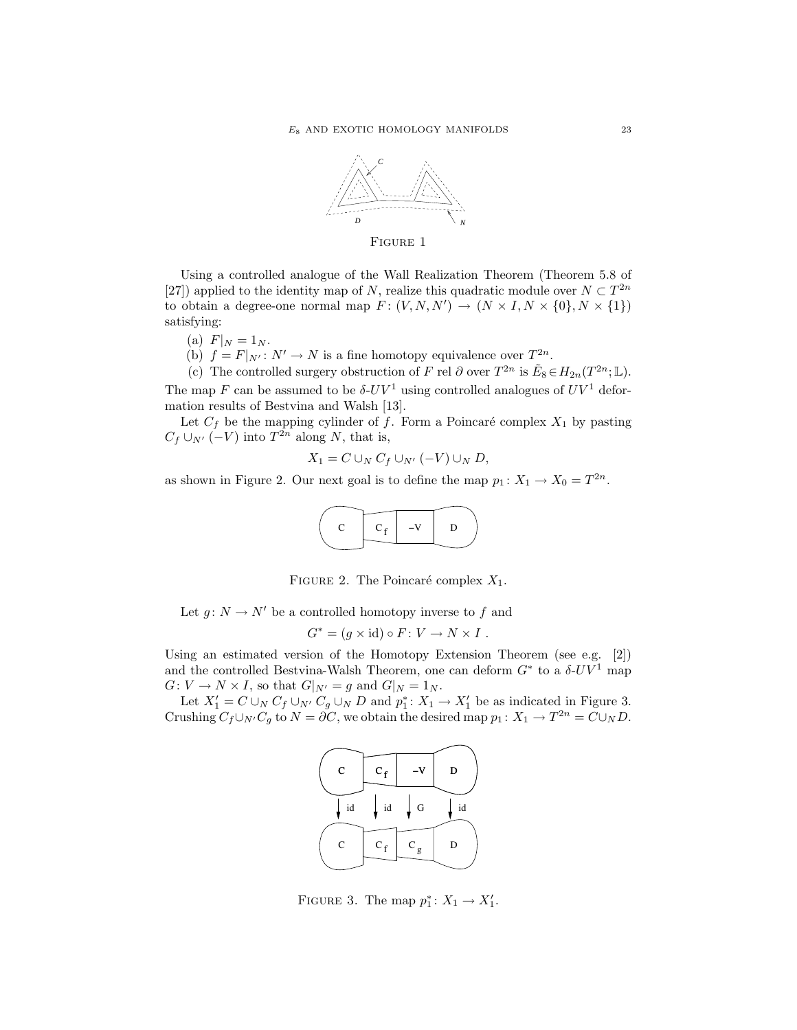Figure 1

Using a controlled analogue of the Wall Realization Theorem (Theorem 5.8 of [27]) applied to the identity map of $N$, realize this quadratic module over $N \subset T^{2n}$ to obtain a degree-one normal map $F\colon (V, N, N') \to (N \times I, N \times \{0\}, N \times \{1\})$ satisfying:

(a) $F|_N = 1_N$.

(b) $f = F|_{N'}\colon N' \to N$ is a fine homotopy equivalence over $T^{2n}$.

(c) The controlled surgery obstruction of $F$ rel $\partial$ over $T^{2n}$ is $\tilde{E}_8 \in H_{2n}(T^{2n}; \mathbb{L})$.

The map $F$ can be assumed to be $\delta$-$UV^1$ using controlled analogues of $UV^1$ deformation results of Bestvina and Walsh [13].

Let $C_f$ be the mapping cylinder of $f$. Form a Poincaré complex $X_1$ by pasting $C_f \cup_{N'} (-V)$ into $T^{2n}$ along $N$, that is,

$$X_1 = C \cup_N C_f \cup_{N'} (-V) \cup_N D,$$

as shown in Figure 2. Our next goal is to define the map $p_1\colon X_1 \to X_0 = T^{2n}$.

Figure 2. The Poincaré complex $X_1$.

Let $g\colon N \to N'$ be a controlled homotopy inverse to $f$ and

$$G^* = (g \times \mathrm{id}) \circ F\colon V \to N \times I\ .$$

Using an estimated version of the Homotopy Extension Theorem (see e.g. [2]) and the controlled Bestvina-Walsh Theorem, one can deform $G^*$ to a $\delta$-$UV^1$ map $G\colon V \to N \times I$, so that $G|_{N'} = g$ and $G|_N = 1_N$.

Let $X_1' = C \cup_N C_f \cup_{N'} C_g \cup_N D$ and $p_1^*\colon X_1 \to X_1'$ be as indicated in Figure 3. Crushing $C_f \cup_{N'} C_g$ to $N = \partial C$, we obtain the desired map $p_1\colon X_1 \to T^{2n} = C \cup_N D$.

Figure 3. The map $p_1^*\colon X_1 \to X_1'$.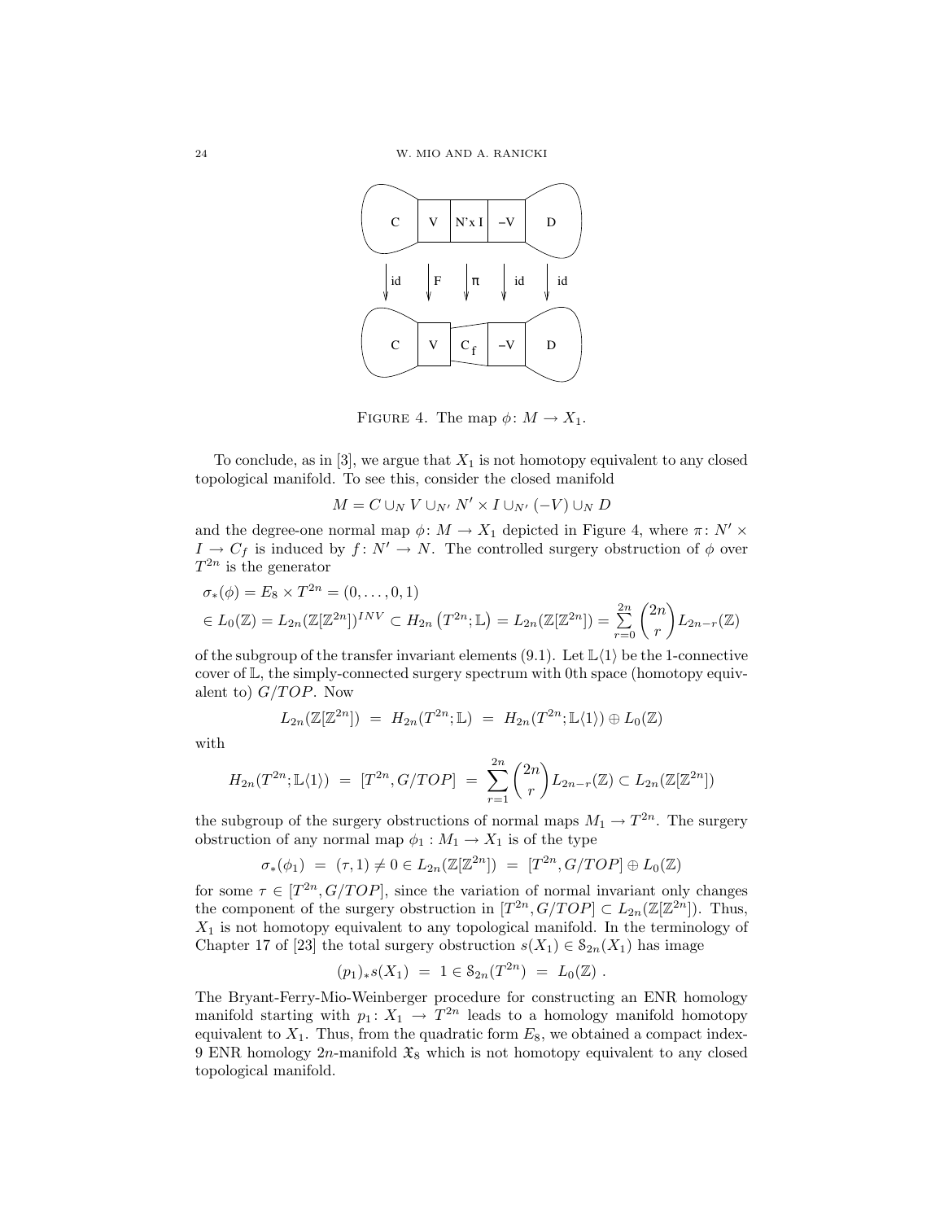FIGURE 4. The map $\phi\colon M \to X_1$.

To conclude, as in [3], we argue that $X_1$ is not homotopy equivalent to any closed topological manifold. To see this, consider the closed manifold

$$M = C \cup_N V \cup_{N'} N' \times I \cup_{N'} (-V) \cup_N D$$

and the degree-one normal map $\phi\colon M \to X_1$ depicted in Figure 4, where $\pi\colon N' \times I \to C_f$ is induced by $f\colon N' \to N$. The controlled surgery obstruction of $\phi$ over $T^{2n}$ is the generator

$$\begin{aligned}
&\sigma_*(\phi) = E_8 \times T^{2n} = (0, \dots, 0, 1) \\
&\in L_0(\mathbb{Z}) = L_{2n}(\mathbb{Z}[\mathbb{Z}^{2n}])^{INV} \subset H_{2n}\left(T^{2n}; \mathbb{L}\right) = L_{2n}(\mathbb{Z}[\mathbb{Z}^{2n}]) = \sum_{r=0}^{2n} \binom{2n}{r} L_{2n-r}(\mathbb{Z})
\end{aligned}$$

of the subgroup of the transfer invariant elements (9.1). Let $\mathbb{L}\langle 1\rangle$ be the 1-connective cover of $\mathbb{L}$, the simply-connected surgery spectrum with 0th space (homotopy equivalent to) $G/TOP$. Now

$$L_{2n}(\mathbb{Z}[\mathbb{Z}^{2n}]) \;=\; H_{2n}(T^{2n}; \mathbb{L}) \;=\; H_{2n}(T^{2n}; \mathbb{L}\langle 1\rangle) \oplus L_0(\mathbb{Z})$$

with

$$H_{2n}(T^{2n}; \mathbb{L}\langle 1\rangle) \;=\; [T^{2n}, G/TOP] \;=\; \sum_{r=1}^{2n} \binom{2n}{r} L_{2n-r}(\mathbb{Z}) \subset L_{2n}(\mathbb{Z}[\mathbb{Z}^{2n}])$$

the subgroup of the surgery obstructions of normal maps $M_1 \to T^{2n}$. The surgery obstruction of any normal map $\phi_1 : M_1 \to X_1$ is of the type

$$\sigma_*(\phi_1) \;=\; (\tau, 1) \neq 0 \in L_{2n}(\mathbb{Z}[\mathbb{Z}^{2n}]) \;=\; [T^{2n}, G/TOP] \oplus L_0(\mathbb{Z})$$

for some $\tau \in [T^{2n}, G/TOP]$, since the variation of normal invariant only changes the component of the surgery obstruction in $[T^{2n}, G/TOP] \subset L_{2n}(\mathbb{Z}[\mathbb{Z}^{2n}])$. Thus, $X_1$ is not homotopy equivalent to any topological manifold. In the terminology of Chapter 17 of [23] the total surgery obstruction $s(X_1) \in \mathbb{S}_{2n}(X_1)$ has image

$$(p_1)_* s(X_1) \;=\; 1 \in \mathbb{S}_{2n}(T^{2n}) \;=\; L_0(\mathbb{Z})\ .$$

The Bryant-Ferry-Mio-Weinberger procedure for constructing an ENR homology manifold starting with $p_1\colon X_1 \to T^{2n}$ leads to a homology manifold homotopy equivalent to $X_1$. Thus, from the quadratic form $E_8$, we obtained a compact index-9 ENR homology $2n$-manifold $\mathfrak{X}_8$ which is not homotopy equivalent to any closed topological manifold.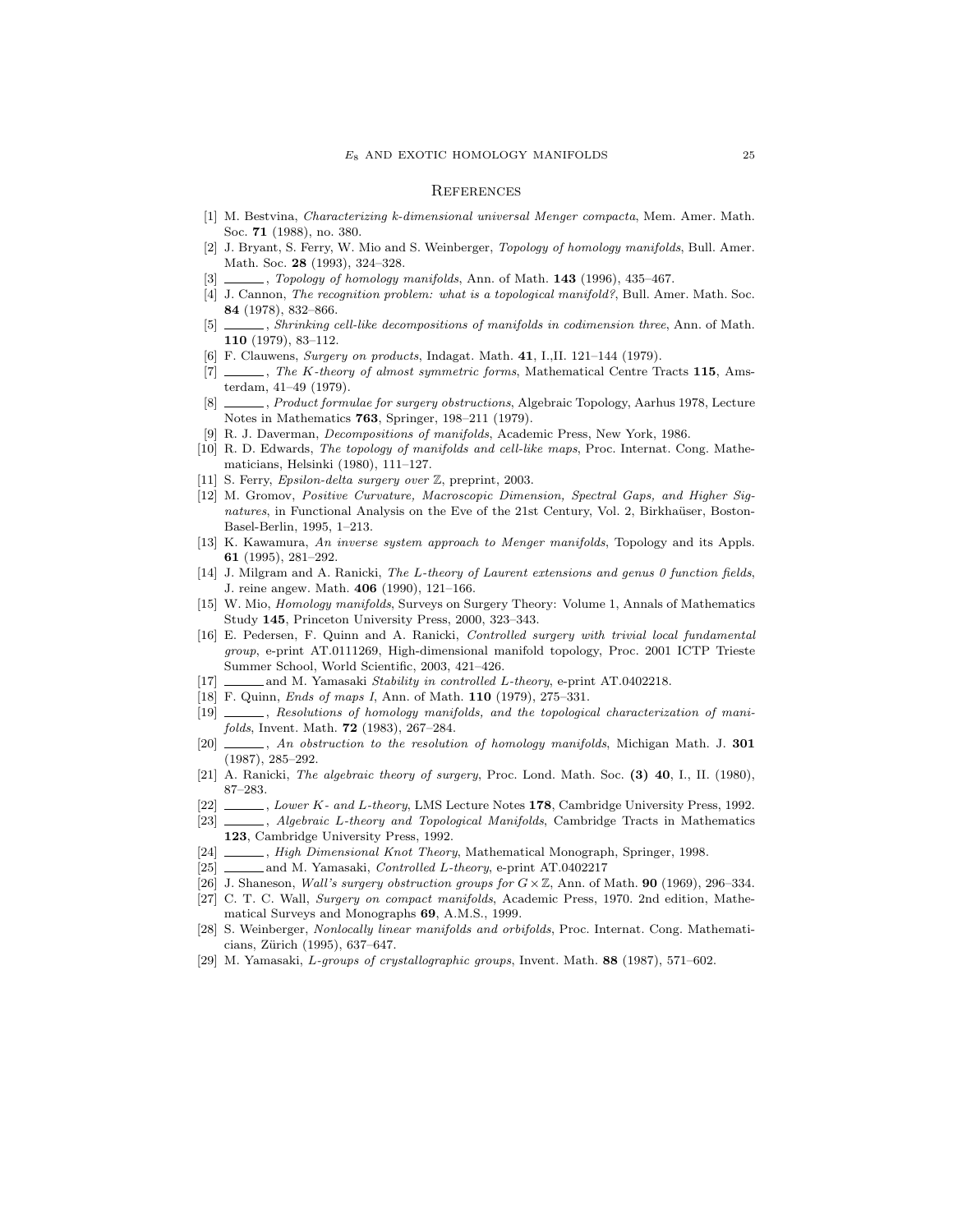## References

[1] M. Bestvina, *Characterizing k-dimensional universal Menger compacta*, Mem. Amer. Math. Soc. **71** (1988), no. 380.

[2] J. Bryant, S. Ferry, W. Mio and S. Weinberger, *Topology of homology manifolds*, Bull. Amer. Math. Soc. **28** (1993), 324–328.

[3] ______, *Topology of homology manifolds*, Ann. of Math. **143** (1996), 435–467.

[4] J. Cannon, *The recognition problem: what is a topological manifold?*, Bull. Amer. Math. Soc. **84** (1978), 832–866.

[5] ______, *Shrinking cell-like decompositions of manifolds in codimension three*, Ann. of Math. **110** (1979), 83–112.

[6] F. Clauwens, *Surgery on products*, Indagat. Math. **41**, I.,II. 121–144 (1979).

[7] ______, *The K-theory of almost symmetric forms*, Mathematical Centre Tracts **115**, Amsterdam, 41–49 (1979).

[8] ______, *Product formulae for surgery obstructions*, Algebraic Topology, Aarhus 1978, Lecture Notes in Mathematics **763**, Springer, 198–211 (1979).

[9] R. J. Daverman, *Decompositions of manifolds*, Academic Press, New York, 1986.

[10] R. D. Edwards, *The topology of manifolds and cell-like maps*, Proc. Internat. Cong. Mathematicians, Helsinki (1980), 111–127.

[11] S. Ferry, *Epsilon-delta surgery over* $\mathbb{Z}$, preprint, 2003.

[12] M. Gromov, *Positive Curvature, Macroscopic Dimension, Spectral Gaps, and Higher Signatures*, in Functional Analysis on the Eve of the 21st Century, Vol. 2, Birkhaüser, Boston-Basel-Berlin, 1995, 1–213.

[13] K. Kawamura, *An inverse system approach to Menger manifolds*, Topology and its Appls. **61** (1995), 281–292.

[14] J. Milgram and A. Ranicki, *The L-theory of Laurent extensions and genus 0 function fields*, J. reine angew. Math. **406** (1990), 121–166.

[15] W. Mio, *Homology manifolds*, Surveys on Surgery Theory: Volume 1, Annals of Mathematics Study **145**, Princeton University Press, 2000, 323–343.

[16] E. Pedersen, F. Quinn and A. Ranicki, *Controlled surgery with trivial local fundamental group*, e-print AT.0111269, High-dimensional manifold topology, Proc. 2001 ICTP Trieste Summer School, World Scientific, 2003, 421–426.

[17] ______ and M. Yamasaki *Stability in controlled L-theory*, e-print AT.0402218.

[18] F. Quinn, *Ends of maps I*, Ann. of Math. **110** (1979), 275–331.

[19] ______, *Resolutions of homology manifolds, and the topological characterization of manifolds*, Invent. Math. **72** (1983), 267–284.

[20] ______, *An obstruction to the resolution of homology manifolds*, Michigan Math. J. **301** (1987), 285–292.

[21] A. Ranicki, *The algebraic theory of surgery*, Proc. Lond. Math. Soc. **(3) 40**, I., II. (1980), 87–283.

[22] ______, *Lower K- and L-theory*, LMS Lecture Notes **178**, Cambridge University Press, 1992.

[23] ______, *Algebraic L-theory and Topological Manifolds*, Cambridge Tracts in Mathematics **123**, Cambridge University Press, 1992.

[24] ______, *High Dimensional Knot Theory*, Mathematical Monograph, Springer, 1998.

[25] ______ and M. Yamasaki, *Controlled L-theory*, e-print AT.0402217

[26] J. Shaneson, *Wall's surgery obstruction groups for* $G \times \mathbb{Z}$, Ann. of Math. **90** (1969), 296–334.

[27] C. T. C. Wall, *Surgery on compact manifolds*, Academic Press, 1970. 2nd edition, Mathematical Surveys and Monographs **69**, A.M.S., 1999.

[28] S. Weinberger, *Nonlocally linear manifolds and orbifolds*, Proc. Internat. Cong. Mathematicians, Zürich (1995), 637–647.

[29] M. Yamasaki, *L-groups of crystallographic groups*, Invent. Math. **88** (1987), 571–602.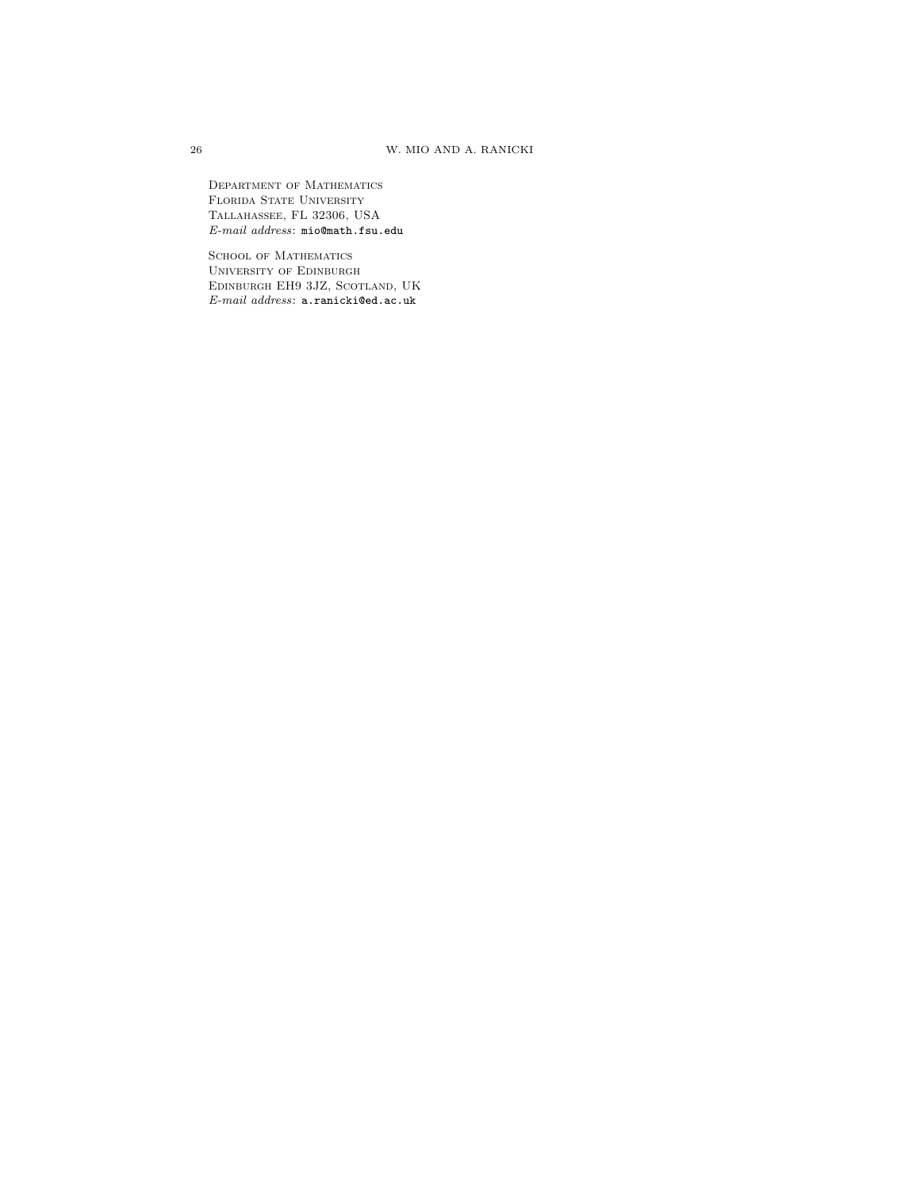Department of Mathematics
Florida State University
Tallahassee, FL 32306, USA
*E-mail address*: mio@math.fsu.edu

School of Mathematics
University of Edinburgh
Edinburgh EH9 3JZ, Scotland, UK
*E-mail address*: a.ranicki@ed.ac.uk